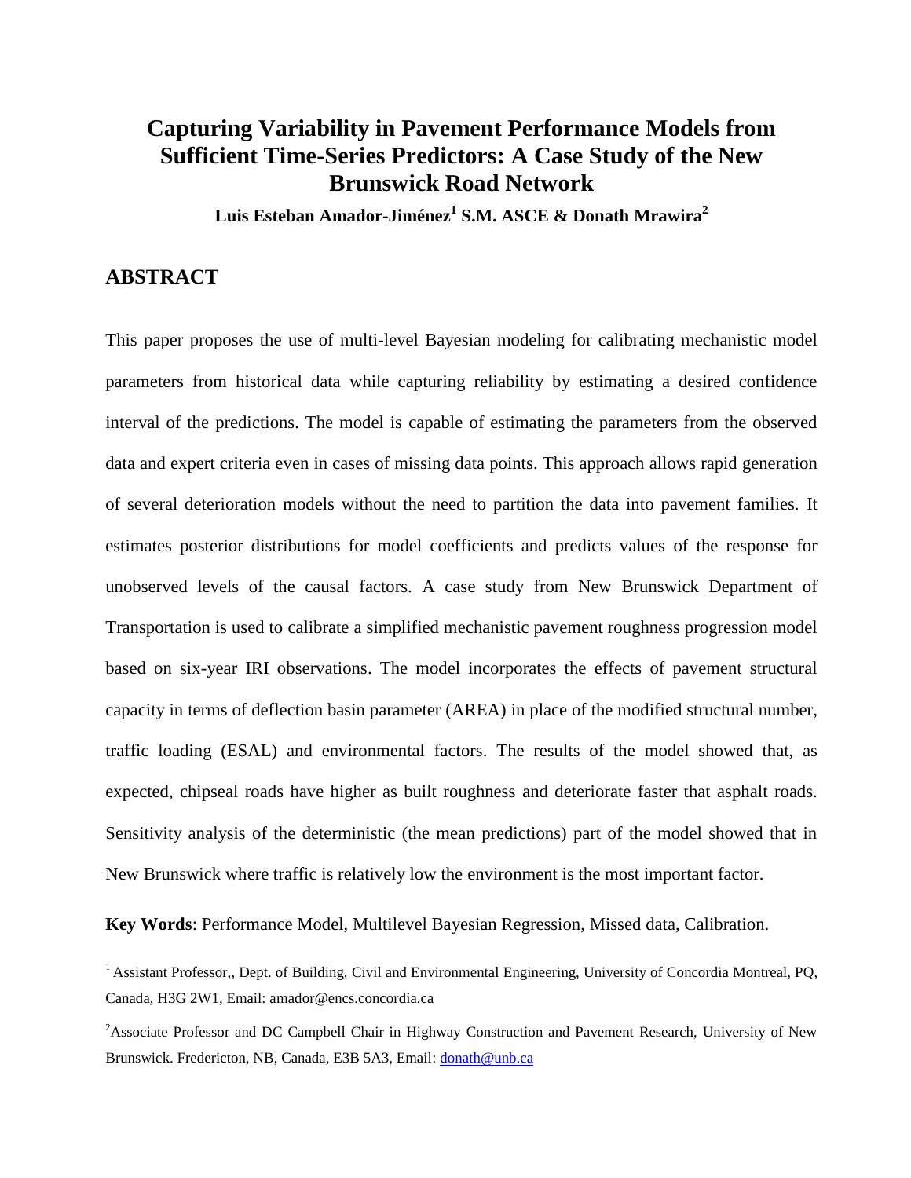# Capturing Variability in Pavement Performance Models from Sufficient Time-Series Predictors: A Case Study of the New Brunswick Road Network

**Luis Esteban Amador-Jiménez[1] S.M. ASCE & Donath Mrawira[2]**

## ABSTRACT

This paper proposes the use of multi-level Bayesian modeling for calibrating mechanistic model parameters from historical data while capturing reliability by estimating a desired confidence interval of the predictions. The model is capable of estimating the parameters from the observed data and expert criteria even in cases of missing data points. This approach allows rapid generation of several deterioration models without the need to partition the data into pavement families. It estimates posterior distributions for model coefficients and predicts values of the response for unobserved levels of the causal factors. A case study from New Brunswick Department of Transportation is used to calibrate a simplified mechanistic pavement roughness progression model based on six-year IRI observations. The model incorporates the effects of pavement structural capacity in terms of deflection basin parameter (AREA) in place of the modified structural number, traffic loading (ESAL) and environmental factors. The results of the model showed that, as expected, chipseal roads have higher as built roughness and deteriorate faster that asphalt roads. Sensitivity analysis of the deterministic (the mean predictions) part of the model showed that in New Brunswick where traffic is relatively low the environment is the most important factor.

**Key Words**: Performance Model, Multilevel Bayesian Regression, Missed data, Calibration.

[1] Assistant Professor,, Dept. of Building, Civil and Environmental Engineering, University of Concordia Montreal, PQ, Canada, H3G 2W1, Email: amador@encs.concordia.ca

[2] Associate Professor and DC Campbell Chair in Highway Construction and Pavement Research, University of New Brunswick. Fredericton, NB, Canada, E3B 5A3, Email: donath@unb.ca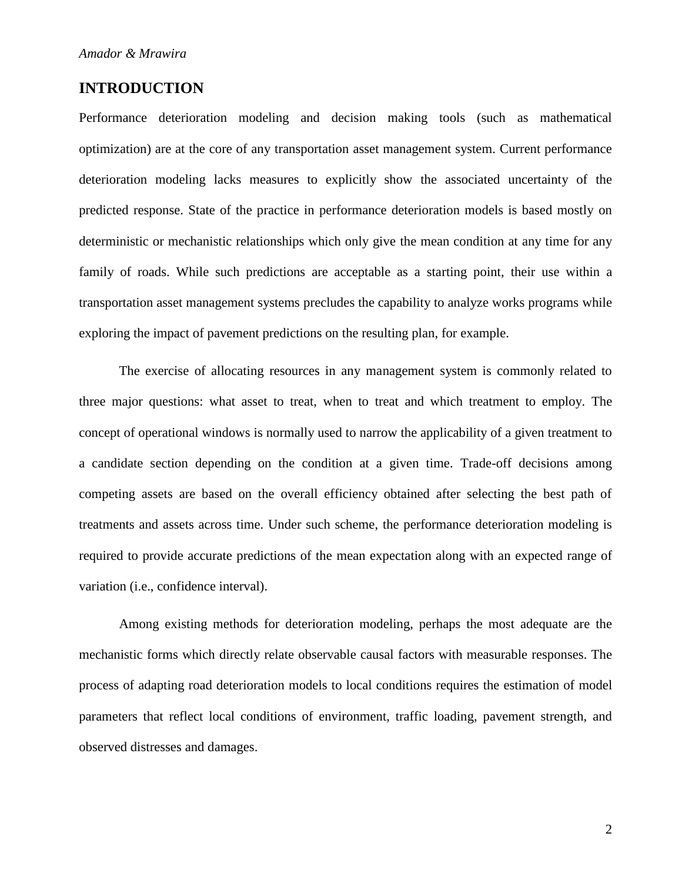## INTRODUCTION

Performance deterioration modeling and decision making tools (such as mathematical optimization) are at the core of any transportation asset management system. Current performance deterioration modeling lacks measures to explicitly show the associated uncertainty of the predicted response. State of the practice in performance deterioration models is based mostly on deterministic or mechanistic relationships which only give the mean condition at any time for any family of roads. While such predictions are acceptable as a starting point, their use within a transportation asset management systems precludes the capability to analyze works programs while exploring the impact of pavement predictions on the resulting plan, for example.

The exercise of allocating resources in any management system is commonly related to three major questions: what asset to treat, when to treat and which treatment to employ. The concept of operational windows is normally used to narrow the applicability of a given treatment to a candidate section depending on the condition at a given time. Trade-off decisions among competing assets are based on the overall efficiency obtained after selecting the best path of treatments and assets across time. Under such scheme, the performance deterioration modeling is required to provide accurate predictions of the mean expectation along with an expected range of variation (i.e., confidence interval).

Among existing methods for deterioration modeling, perhaps the most adequate are the mechanistic forms which directly relate observable causal factors with measurable responses. The process of adapting road deterioration models to local conditions requires the estimation of model parameters that reflect local conditions of environment, traffic loading, pavement strength, and observed distresses and damages.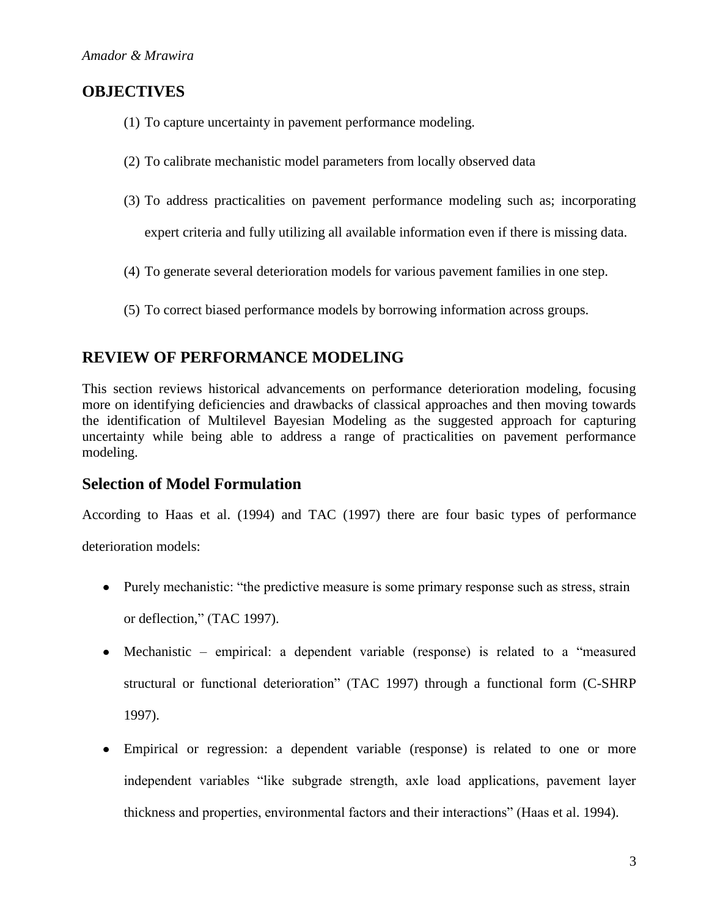## OBJECTIVES

(1) To capture uncertainty in pavement performance modeling.

(2) To calibrate mechanistic model parameters from locally observed data

(3) To address practicalities on pavement performance modeling such as; incorporating expert criteria and fully utilizing all available information even if there is missing data.

(4) To generate several deterioration models for various pavement families in one step.

(5) To correct biased performance models by borrowing information across groups.

## REVIEW OF PERFORMANCE MODELING

This section reviews historical advancements on performance deterioration modeling, focusing more on identifying deficiencies and drawbacks of classical approaches and then moving towards the identification of Multilevel Bayesian Modeling as the suggested approach for capturing uncertainty while being able to address a range of practicalities on pavement performance modeling.

### Selection of Model Formulation

According to Haas et al. (1994) and TAC (1997) there are four basic types of performance deterioration models:

- Purely mechanistic: "the predictive measure is some primary response such as stress, strain or deflection," (TAC 1997).
- Mechanistic – empirical: a dependent variable (response) is related to a "measured structural or functional deterioration" (TAC 1997) through a functional form (C-SHRP 1997).
- Empirical or regression: a dependent variable (response) is related to one or more independent variables "like subgrade strength, axle load applications, pavement layer thickness and properties, environmental factors and their interactions" (Haas et al. 1994).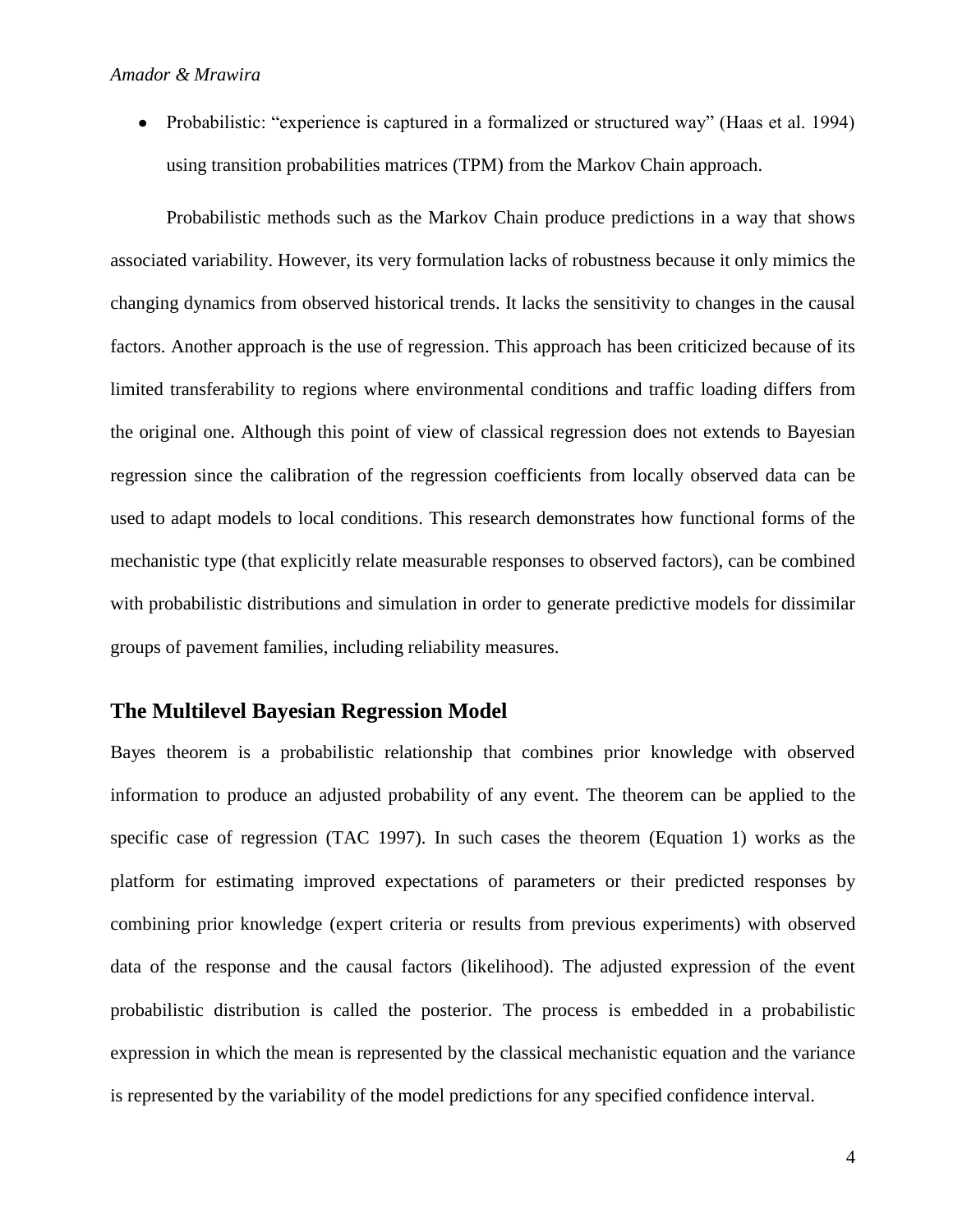- Probabilistic: "experience is captured in a formalized or structured way" (Haas et al. 1994) using transition probabilities matrices (TPM) from the Markov Chain approach.

Probabilistic methods such as the Markov Chain produce predictions in a way that shows associated variability. However, its very formulation lacks of robustness because it only mimics the changing dynamics from observed historical trends. It lacks the sensitivity to changes in the causal factors. Another approach is the use of regression. This approach has been criticized because of its limited transferability to regions where environmental conditions and traffic loading differs from the original one. Although this point of view of classical regression does not extends to Bayesian regression since the calibration of the regression coefficients from locally observed data can be used to adapt models to local conditions. This research demonstrates how functional forms of the mechanistic type (that explicitly relate measurable responses to observed factors), can be combined with probabilistic distributions and simulation in order to generate predictive models for dissimilar groups of pavement families, including reliability measures.

## The Multilevel Bayesian Regression Model

Bayes theorem is a probabilistic relationship that combines prior knowledge with observed information to produce an adjusted probability of any event. The theorem can be applied to the specific case of regression (TAC 1997). In such cases the theorem (Equation 1) works as the platform for estimating improved expectations of parameters or their predicted responses by combining prior knowledge (expert criteria or results from previous experiments) with observed data of the response and the causal factors (likelihood). The adjusted expression of the event probabilistic distribution is called the posterior. The process is embedded in a probabilistic expression in which the mean is represented by the classical mechanistic equation and the variance is represented by the variability of the model predictions for any specified confidence interval.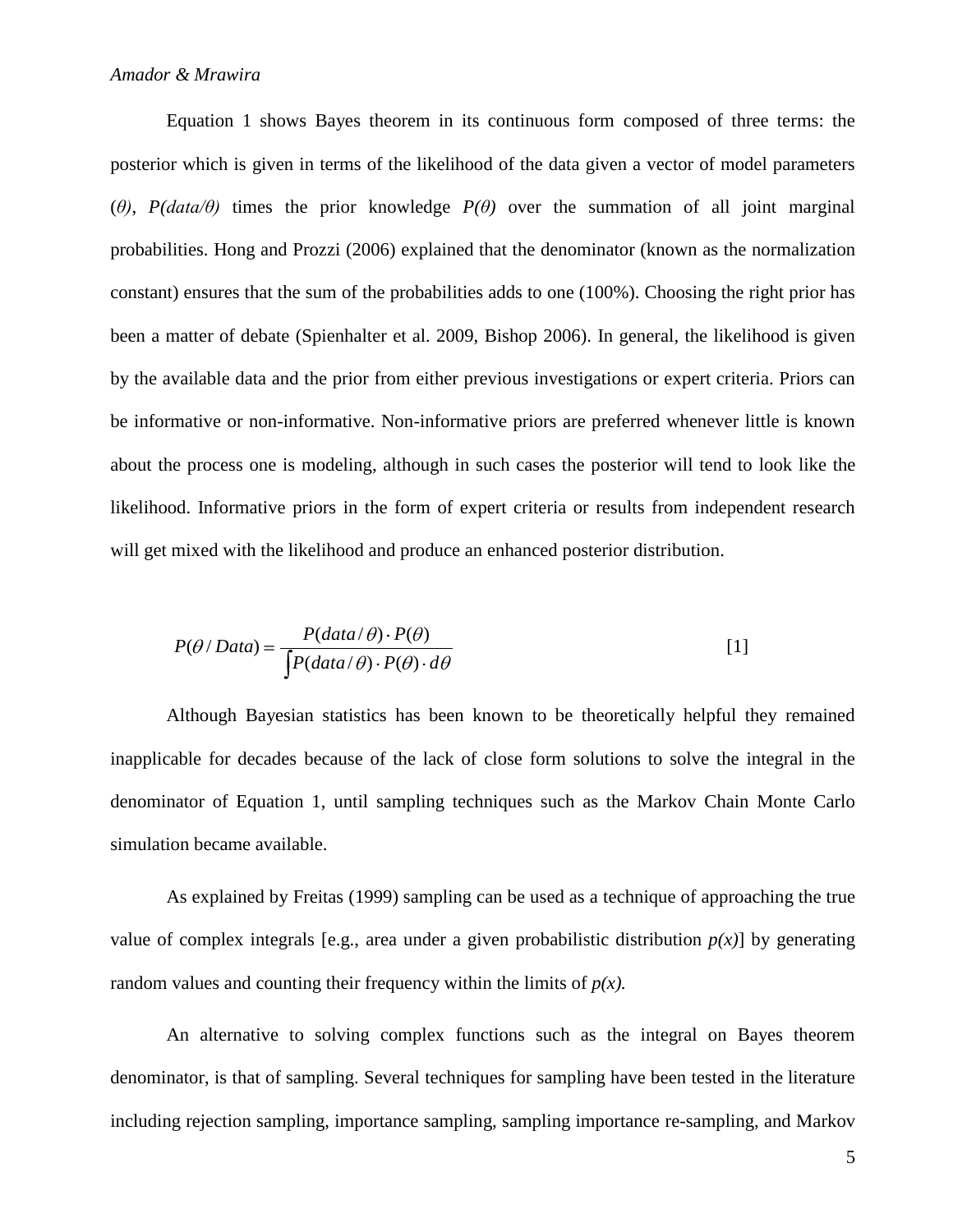Equation 1 shows Bayes theorem in its continuous form composed of three terms: the posterior which is given in terms of the likelihood of the data given a vector of model parameters (*θ*), *P(data/θ)* times the prior knowledge *P(θ)* over the summation of all joint marginal probabilities. Hong and Prozzi (2006) explained that the denominator (known as the normalization constant) ensures that the sum of the probabilities adds to one (100%). Choosing the right prior has been a matter of debate (Spienhalter et al. 2009, Bishop 2006). In general, the likelihood is given by the available data and the prior from either previous investigations or expert criteria. Priors can be informative or non-informative. Non-informative priors are preferred whenever little is known about the process one is modeling, although in such cases the posterior will tend to look like the likelihood. Informative priors in the form of expert criteria or results from independent research will get mixed with the likelihood and produce an enhanced posterior distribution.

$$P(\theta / Data) = \frac{P(data/\theta) \cdot P(\theta)}{\int P(data/\theta) \cdot P(\theta) \cdot d\theta} \qquad [1]$$

Although Bayesian statistics has been known to be theoretically helpful they remained inapplicable for decades because of the lack of close form solutions to solve the integral in the denominator of Equation 1, until sampling techniques such as the Markov Chain Monte Carlo simulation became available.

As explained by Freitas (1999) sampling can be used as a technique of approaching the true value of complex integrals [e.g., area under a given probabilistic distribution *p(x)*] by generating random values and counting their frequency within the limits of *p(x).*

An alternative to solving complex functions such as the integral on Bayes theorem denominator, is that of sampling. Several techniques for sampling have been tested in the literature including rejection sampling, importance sampling, sampling importance re-sampling, and Markov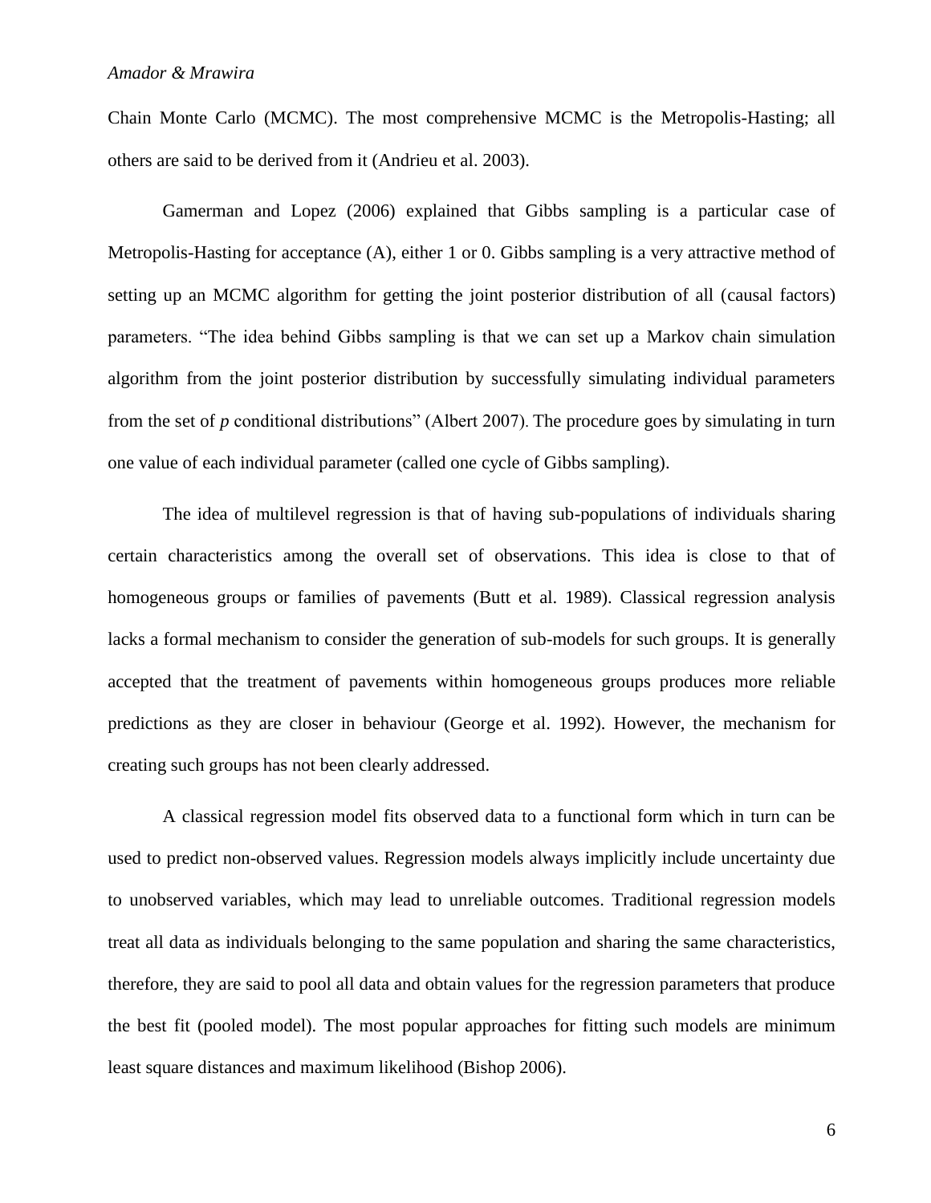Chain Monte Carlo (MCMC). The most comprehensive MCMC is the Metropolis-Hasting; all others are said to be derived from it (Andrieu et al. 2003).

Gamerman and Lopez (2006) explained that Gibbs sampling is a particular case of Metropolis-Hasting for acceptance (A), either 1 or 0. Gibbs sampling is a very attractive method of setting up an MCMC algorithm for getting the joint posterior distribution of all (causal factors) parameters. "The idea behind Gibbs sampling is that we can set up a Markov chain simulation algorithm from the joint posterior distribution by successfully simulating individual parameters from the set of *p* conditional distributions" (Albert 2007). The procedure goes by simulating in turn one value of each individual parameter (called one cycle of Gibbs sampling).

The idea of multilevel regression is that of having sub-populations of individuals sharing certain characteristics among the overall set of observations. This idea is close to that of homogeneous groups or families of pavements (Butt et al. 1989). Classical regression analysis lacks a formal mechanism to consider the generation of sub-models for such groups. It is generally accepted that the treatment of pavements within homogeneous groups produces more reliable predictions as they are closer in behaviour (George et al. 1992). However, the mechanism for creating such groups has not been clearly addressed.

A classical regression model fits observed data to a functional form which in turn can be used to predict non-observed values. Regression models always implicitly include uncertainty due to unobserved variables, which may lead to unreliable outcomes. Traditional regression models treat all data as individuals belonging to the same population and sharing the same characteristics, therefore, they are said to pool all data and obtain values for the regression parameters that produce the best fit (pooled model). The most popular approaches for fitting such models are minimum least square distances and maximum likelihood (Bishop 2006).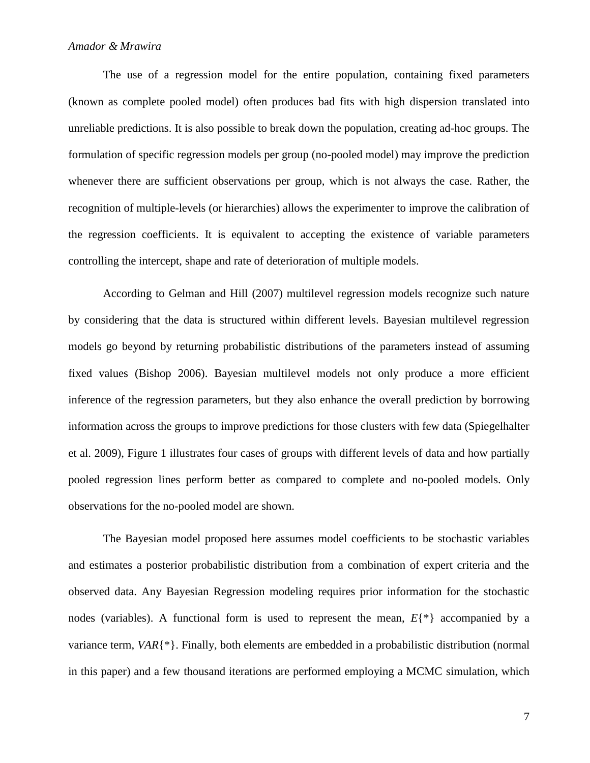The use of a regression model for the entire population, containing fixed parameters (known as complete pooled model) often produces bad fits with high dispersion translated into unreliable predictions. It is also possible to break down the population, creating ad-hoc groups. The formulation of specific regression models per group (no-pooled model) may improve the prediction whenever there are sufficient observations per group, which is not always the case. Rather, the recognition of multiple-levels (or hierarchies) allows the experimenter to improve the calibration of the regression coefficients. It is equivalent to accepting the existence of variable parameters controlling the intercept, shape and rate of deterioration of multiple models.

According to Gelman and Hill (2007) multilevel regression models recognize such nature by considering that the data is structured within different levels. Bayesian multilevel regression models go beyond by returning probabilistic distributions of the parameters instead of assuming fixed values (Bishop 2006). Bayesian multilevel models not only produce a more efficient inference of the regression parameters, but they also enhance the overall prediction by borrowing information across the groups to improve predictions for those clusters with few data (Spiegelhalter et al. 2009), Figure 1 illustrates four cases of groups with different levels of data and how partially pooled regression lines perform better as compared to complete and no-pooled models. Only observations for the no-pooled model are shown.

The Bayesian model proposed here assumes model coefficients to be stochastic variables and estimates a posterior probabilistic distribution from a combination of expert criteria and the observed data. Any Bayesian Regression modeling requires prior information for the stochastic nodes (variables). A functional form is used to represent the mean, $E\{*\}$ accompanied by a variance term, $VAR\{*\}$. Finally, both elements are embedded in a probabilistic distribution (normal in this paper) and a few thousand iterations are performed employing a MCMC simulation, which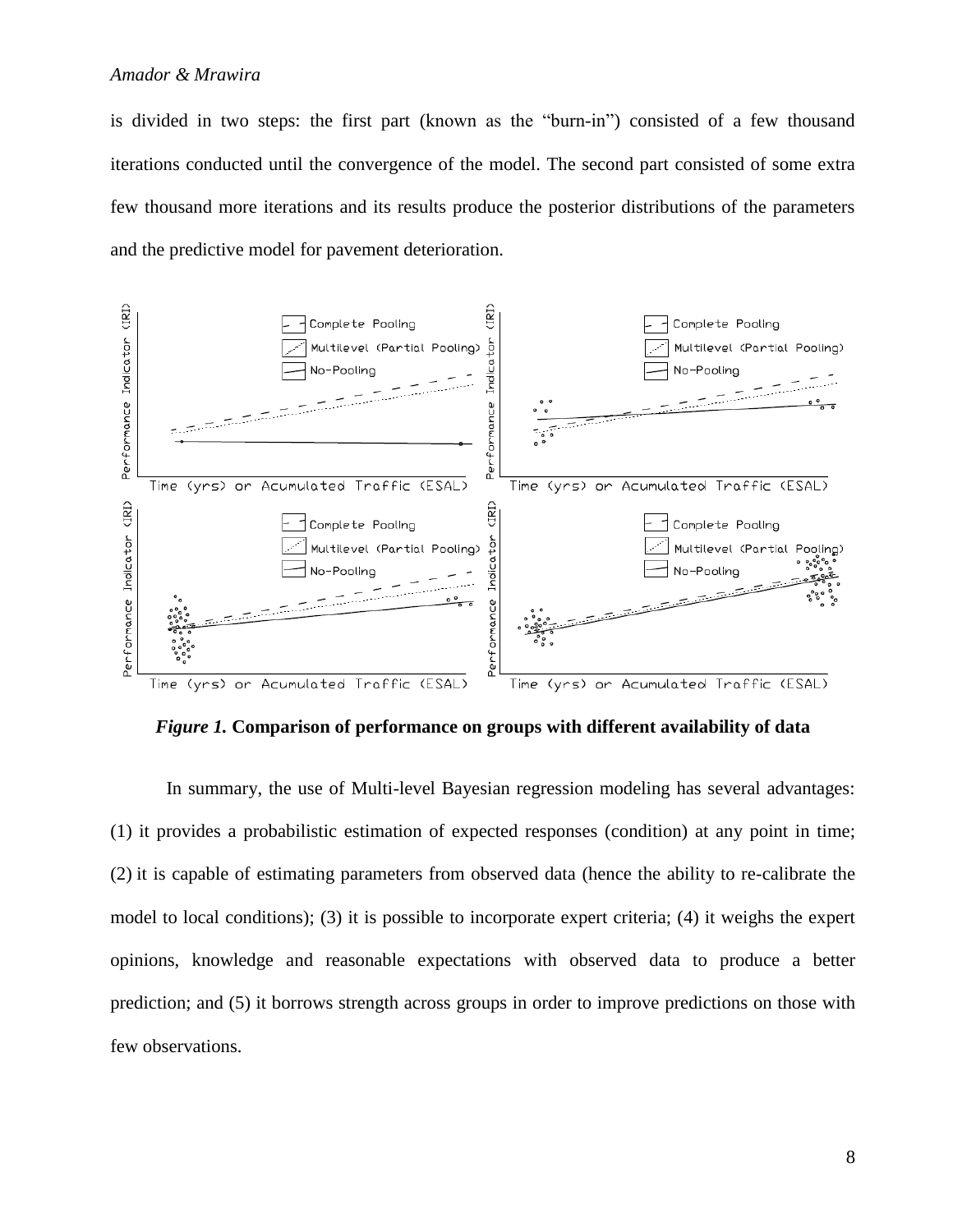is divided in two steps: the first part (known as the "burn-in") consisted of a few thousand iterations conducted until the convergence of the model. The second part consisted of some extra few thousand more iterations and its results produce the posterior distributions of the parameters and the predictive model for pavement deterioration.

***Figure 1.*** **Comparison of performance on groups with different availability of data**

In summary, the use of Multi-level Bayesian regression modeling has several advantages: (1) it provides a probabilistic estimation of expected responses (condition) at any point in time; (2) it is capable of estimating parameters from observed data (hence the ability to re-calibrate the model to local conditions); (3) it is possible to incorporate expert criteria; (4) it weighs the expert opinions, knowledge and reasonable expectations with observed data to produce a better prediction; and (5) it borrows strength across groups in order to improve predictions on those with few observations.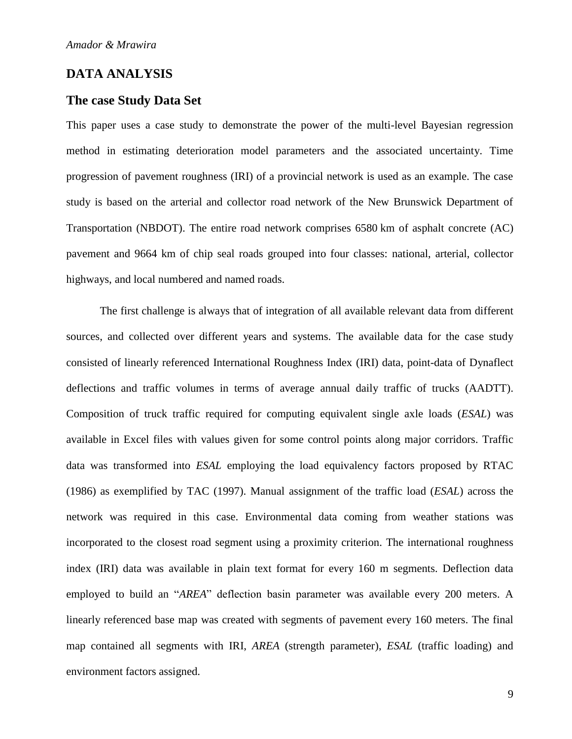## DATA ANALYSIS

### The case Study Data Set

This paper uses a case study to demonstrate the power of the multi-level Bayesian regression method in estimating deterioration model parameters and the associated uncertainty. Time progression of pavement roughness (IRI) of a provincial network is used as an example. The case study is based on the arterial and collector road network of the New Brunswick Department of Transportation (NBDOT). The entire road network comprises 6580 km of asphalt concrete (AC) pavement and 9664 km of chip seal roads grouped into four classes: national, arterial, collector highways, and local numbered and named roads.

The first challenge is always that of integration of all available relevant data from different sources, and collected over different years and systems. The available data for the case study consisted of linearly referenced International Roughness Index (IRI) data, point-data of Dynaflect deflections and traffic volumes in terms of average annual daily traffic of trucks (AADTT). Composition of truck traffic required for computing equivalent single axle loads (*ESAL*) was available in Excel files with values given for some control points along major corridors. Traffic data was transformed into *ESAL* employing the load equivalency factors proposed by RTAC (1986) as exemplified by TAC (1997). Manual assignment of the traffic load (*ESAL*) across the network was required in this case. Environmental data coming from weather stations was incorporated to the closest road segment using a proximity criterion. The international roughness index (IRI) data was available in plain text format for every 160 m segments. Deflection data employed to build an "*AREA*" deflection basin parameter was available every 200 meters. A linearly referenced base map was created with segments of pavement every 160 meters. The final map contained all segments with IRI, *AREA* (strength parameter), *ESAL* (traffic loading) and environment factors assigned.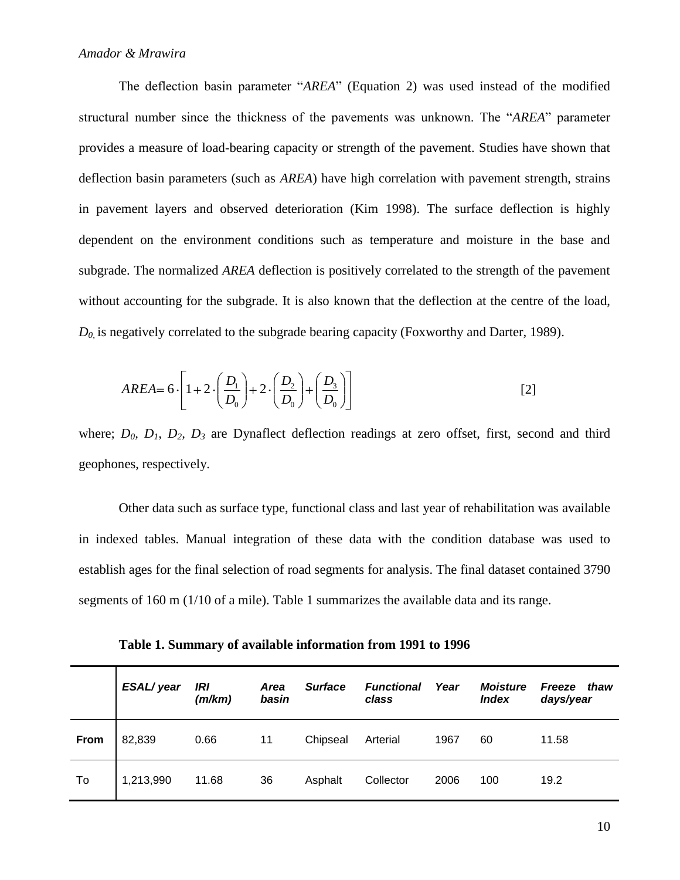The deflection basin parameter "*AREA*" (Equation 2) was used instead of the modified structural number since the thickness of the pavements was unknown. The "*AREA*" parameter provides a measure of load-bearing capacity or strength of the pavement. Studies have shown that deflection basin parameters (such as *AREA*) have high correlation with pavement strength, strains in pavement layers and observed deterioration (Kim 1998). The surface deflection is highly dependent on the environment conditions such as temperature and moisture in the base and subgrade. The normalized *AREA* deflection is positively correlated to the strength of the pavement without accounting for the subgrade. It is also known that the deflection at the centre of the load, $D_0$, is negatively correlated to the subgrade bearing capacity (Foxworthy and Darter, 1989).

$$AREA = 6 \cdot \left[ 1 + 2 \cdot \left( \frac{D_1}{D_0} \right) + 2 \cdot \left( \frac{D_2}{D_0} \right) + \left( \frac{D_3}{D_0} \right) \right] \qquad [2]$$

where; $D_0$, $D_1$, $D_2$, $D_3$ are Dynaflect deflection readings at zero offset, first, second and third geophones, respectively.

Other data such as surface type, functional class and last year of rehabilitation was available in indexed tables. Manual integration of these data with the condition database was used to establish ages for the final selection of road segments for analysis. The final dataset contained 3790 segments of 160 m (1/10 of a mile). Table 1 summarizes the available data and its range.

**Table 1. Summary of available information from 1991 to 1996**

| | *ESAL/ year* | *IRI (m/km)* | *Area basin* | *Surface* | *Functional class* | *Year* | *Moisture Index* | *Freeze thaw days/year* |
|---|---|---|---|---|---|---|---|---|
| **From** | 82,839 | 0.66 | 11 | Chipseal | Arterial | 1967 | 60 | 11.58 |
| To | 1,213,990 | 11.68 | 36 | Asphalt | Collector | 2006 | 100 | 19.2 |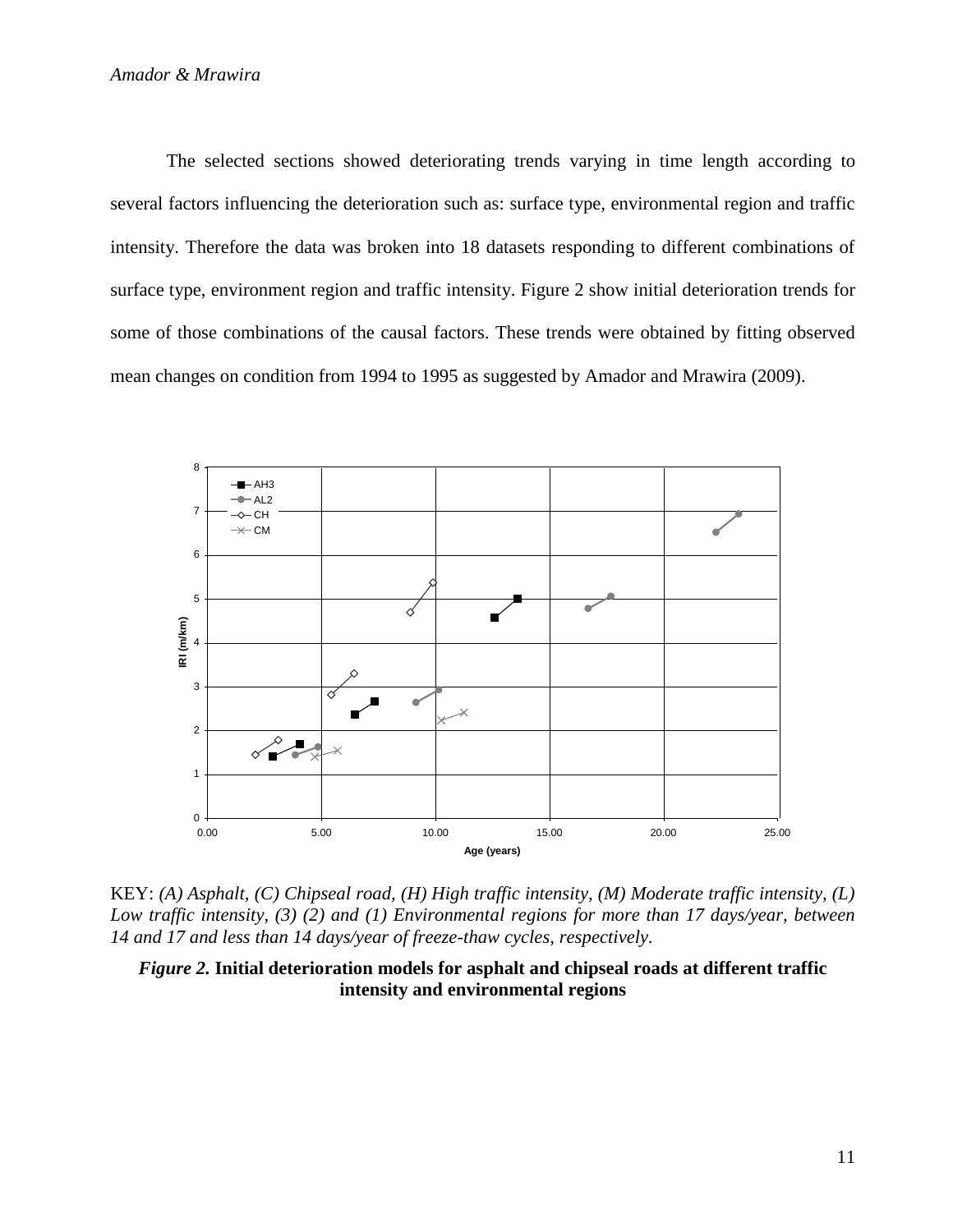The selected sections showed deteriorating trends varying in time length according to several factors influencing the deterioration such as: surface type, environmental region and traffic intensity. Therefore the data was broken into 18 datasets responding to different combinations of surface type, environment region and traffic intensity. Figure 2 show initial deterioration trends for some of those combinations of the causal factors. These trends were obtained by fitting observed mean changes on condition from 1994 to 1995 as suggested by Amador and Mrawira (2009).

KEY: *(A) Asphalt, (C) Chipseal road, (H) High traffic intensity, (M) Moderate traffic intensity, (L) Low traffic intensity, (3) (2) and (1) Environmental regions for more than 17 days/year, between 14 and 17 and less than 14 days/year of freeze-thaw cycles, respectively.*

***Figure 2.*** **Initial deterioration models for asphalt and chipseal roads at different traffic intensity and environmental regions**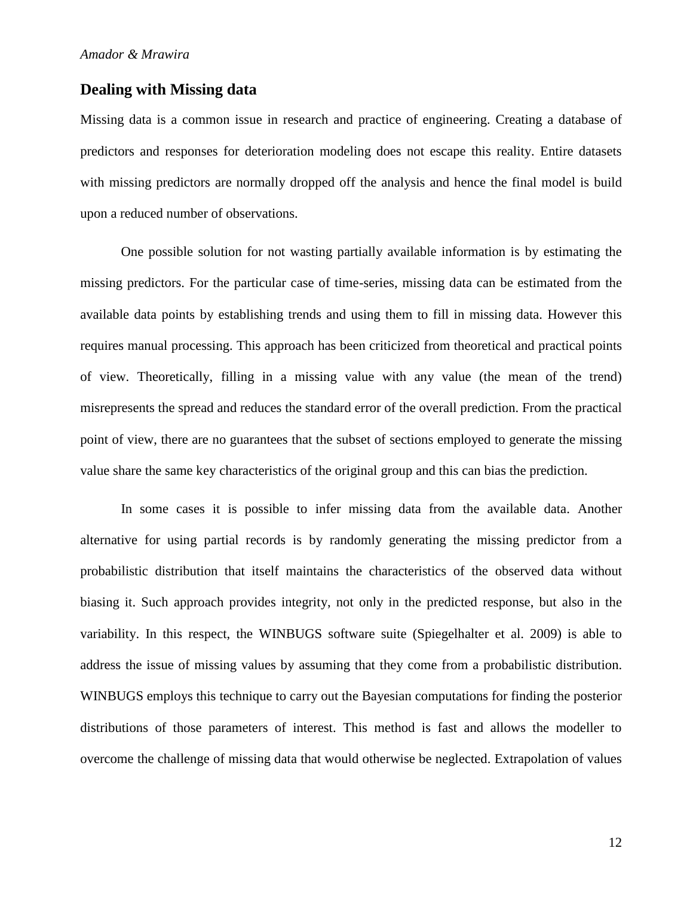## Dealing with Missing data

Missing data is a common issue in research and practice of engineering. Creating a database of predictors and responses for deterioration modeling does not escape this reality. Entire datasets with missing predictors are normally dropped off the analysis and hence the final model is build upon a reduced number of observations.

One possible solution for not wasting partially available information is by estimating the missing predictors. For the particular case of time-series, missing data can be estimated from the available data points by establishing trends and using them to fill in missing data. However this requires manual processing. This approach has been criticized from theoretical and practical points of view. Theoretically, filling in a missing value with any value (the mean of the trend) misrepresents the spread and reduces the standard error of the overall prediction. From the practical point of view, there are no guarantees that the subset of sections employed to generate the missing value share the same key characteristics of the original group and this can bias the prediction.

In some cases it is possible to infer missing data from the available data. Another alternative for using partial records is by randomly generating the missing predictor from a probabilistic distribution that itself maintains the characteristics of the observed data without biasing it. Such approach provides integrity, not only in the predicted response, but also in the variability. In this respect, the WINBUGS software suite (Spiegelhalter et al. 2009) is able to address the issue of missing values by assuming that they come from a probabilistic distribution. WINBUGS employs this technique to carry out the Bayesian computations for finding the posterior distributions of those parameters of interest. This method is fast and allows the modeller to overcome the challenge of missing data that would otherwise be neglected. Extrapolation of values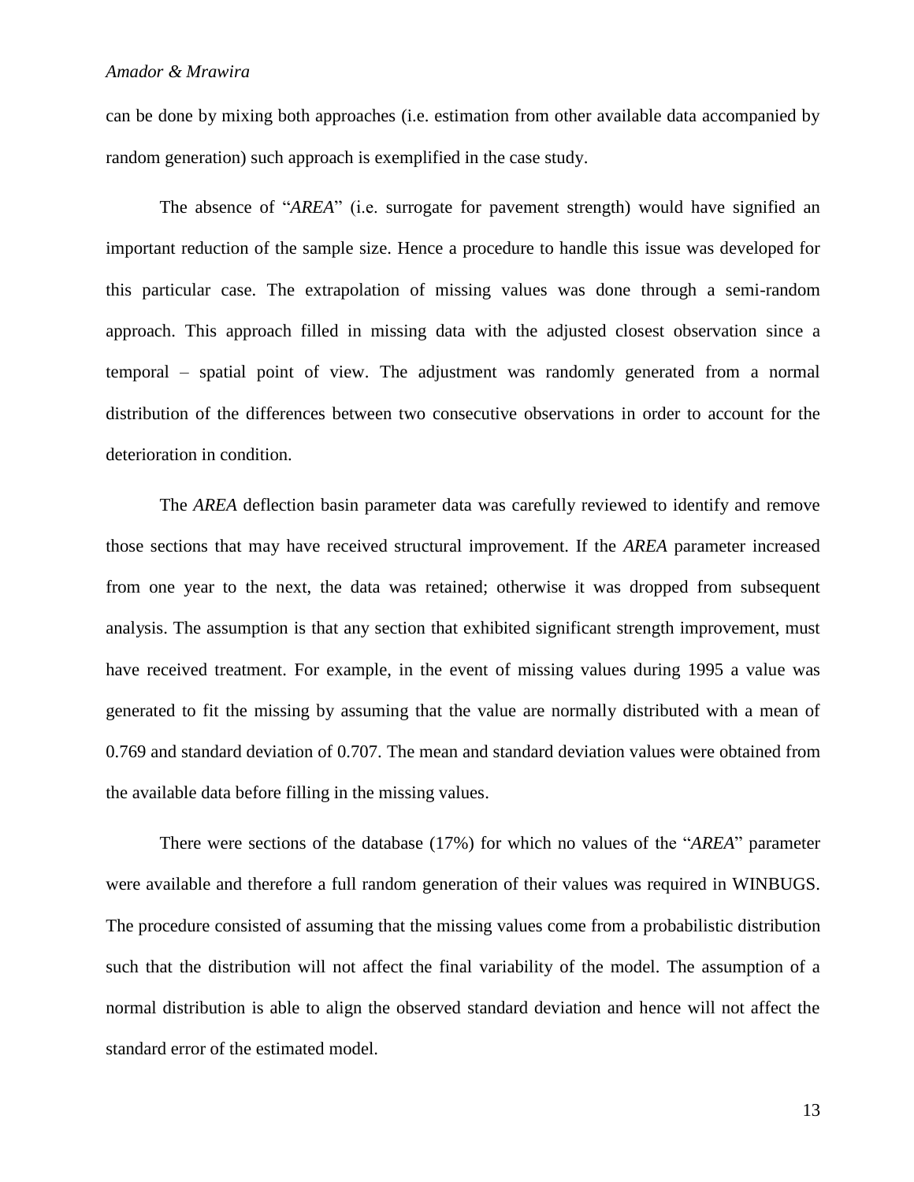can be done by mixing both approaches (i.e. estimation from other available data accompanied by random generation) such approach is exemplified in the case study.

The absence of "*AREA*" (i.e. surrogate for pavement strength) would have signified an important reduction of the sample size. Hence a procedure to handle this issue was developed for this particular case. The extrapolation of missing values was done through a semi-random approach. This approach filled in missing data with the adjusted closest observation since a temporal – spatial point of view. The adjustment was randomly generated from a normal distribution of the differences between two consecutive observations in order to account for the deterioration in condition.

The *AREA* deflection basin parameter data was carefully reviewed to identify and remove those sections that may have received structural improvement. If the *AREA* parameter increased from one year to the next, the data was retained; otherwise it was dropped from subsequent analysis. The assumption is that any section that exhibited significant strength improvement, must have received treatment. For example, in the event of missing values during 1995 a value was generated to fit the missing by assuming that the value are normally distributed with a mean of 0.769 and standard deviation of 0.707. The mean and standard deviation values were obtained from the available data before filling in the missing values.

There were sections of the database (17%) for which no values of the "*AREA*" parameter were available and therefore a full random generation of their values was required in WINBUGS. The procedure consisted of assuming that the missing values come from a probabilistic distribution such that the distribution will not affect the final variability of the model. The assumption of a normal distribution is able to align the observed standard deviation and hence will not affect the standard error of the estimated model.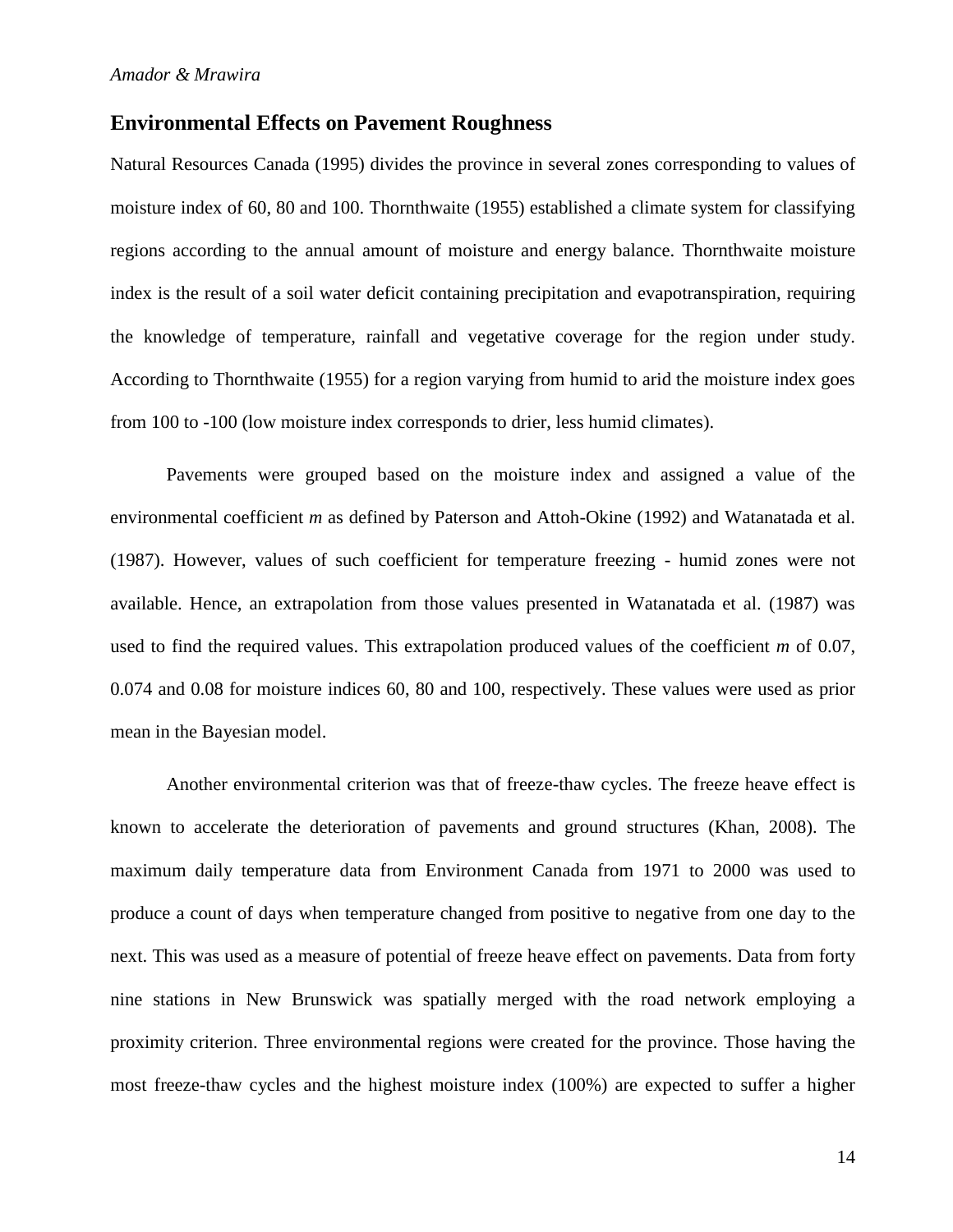## Environmental Effects on Pavement Roughness

Natural Resources Canada (1995) divides the province in several zones corresponding to values of moisture index of 60, 80 and 100. Thornthwaite (1955) established a climate system for classifying regions according to the annual amount of moisture and energy balance. Thornthwaite moisture index is the result of a soil water deficit containing precipitation and evapotranspiration, requiring the knowledge of temperature, rainfall and vegetative coverage for the region under study. According to Thornthwaite (1955) for a region varying from humid to arid the moisture index goes from 100 to -100 (low moisture index corresponds to drier, less humid climates).

Pavements were grouped based on the moisture index and assigned a value of the environmental coefficient $m$ as defined by Paterson and Attoh-Okine (1992) and Watanatada et al. (1987). However, values of such coefficient for temperature freezing - humid zones were not available. Hence, an extrapolation from those values presented in Watanatada et al. (1987) was used to find the required values. This extrapolation produced values of the coefficient $m$ of 0.07, 0.074 and 0.08 for moisture indices 60, 80 and 100, respectively. These values were used as prior mean in the Bayesian model.

Another environmental criterion was that of freeze-thaw cycles. The freeze heave effect is known to accelerate the deterioration of pavements and ground structures (Khan, 2008). The maximum daily temperature data from Environment Canada from 1971 to 2000 was used to produce a count of days when temperature changed from positive to negative from one day to the next. This was used as a measure of potential of freeze heave effect on pavements. Data from forty nine stations in New Brunswick was spatially merged with the road network employing a proximity criterion. Three environmental regions were created for the province. Those having the most freeze-thaw cycles and the highest moisture index (100%) are expected to suffer a higher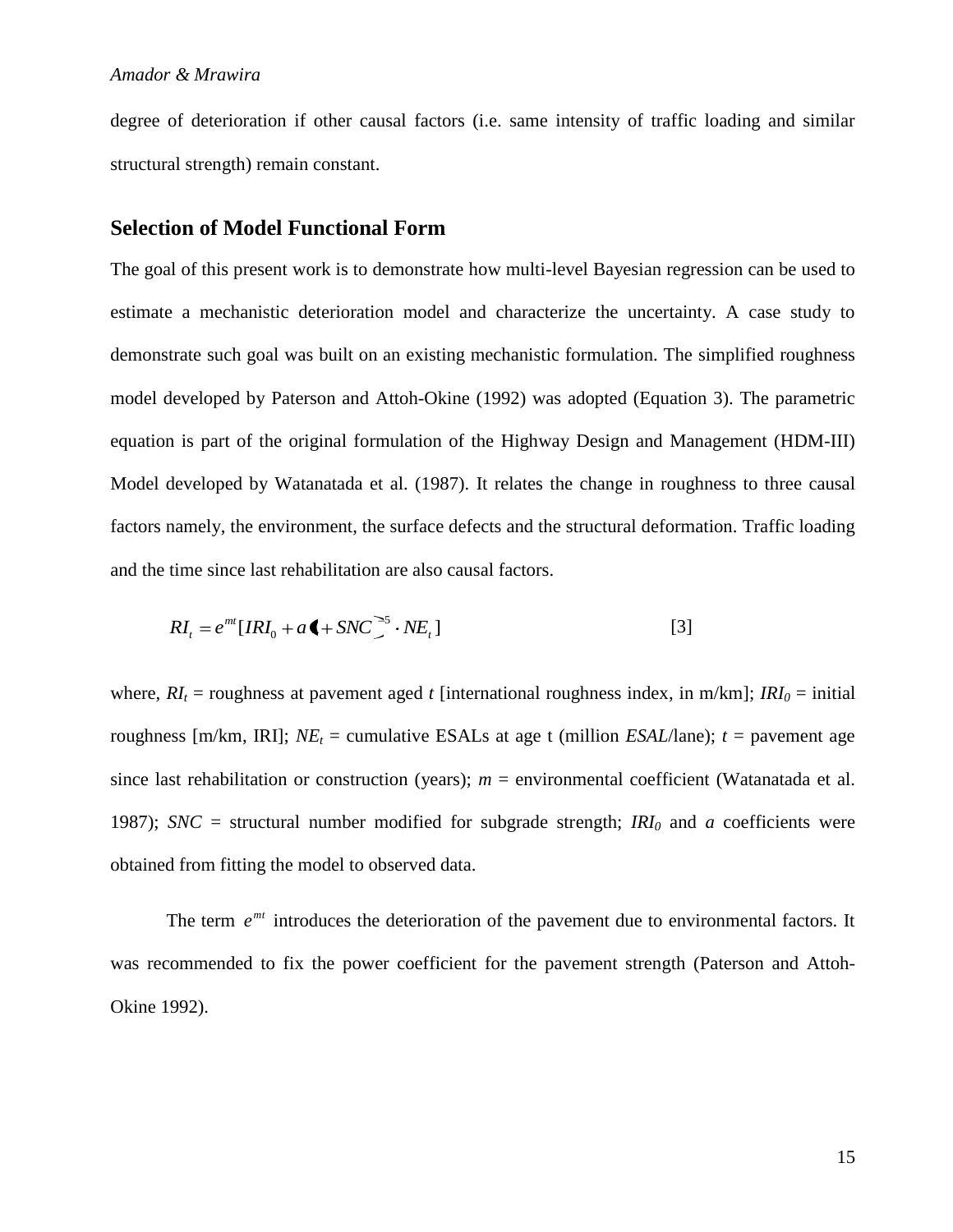degree of deterioration if other causal factors (i.e. same intensity of traffic loading and similar structural strength) remain constant.

## Selection of Model Functional Form

The goal of this present work is to demonstrate how multi-level Bayesian regression can be used to estimate a mechanistic deterioration model and characterize the uncertainty. A case study to demonstrate such goal was built on an existing mechanistic formulation. The simplified roughness model developed by Paterson and Attoh-Okine (1992) was adopted (Equation 3). The parametric equation is part of the original formulation of the Highway Design and Management (HDM-III) Model developed by Watanatada et al. (1987). It relates the change in roughness to three causal factors namely, the environment, the surface defects and the structural deformation. Traffic loading and the time since last rehabilitation are also causal factors.

$$RI_t = e^{mt}[IRI_0 + a(1 + SNC)^{-5} \cdot NE_t] \qquad [3]$$

where, $RI_t$ = roughness at pavement aged $t$ [international roughness index, in m/km]; $IRI_0$ = initial roughness [m/km, IRI]; $NE_t$ = cumulative ESALs at age t (million *ESAL*/lane); $t$ = pavement age since last rehabilitation or construction (years); $m$ = environmental coefficient (Watanatada et al. 1987); $SNC$ = structural number modified for subgrade strength; $IRI_0$ and $a$ coefficients were obtained from fitting the model to observed data.

The term $e^{mt}$ introduces the deterioration of the pavement due to environmental factors. It was recommended to fix the power coefficient for the pavement strength (Paterson and Attoh-Okine 1992).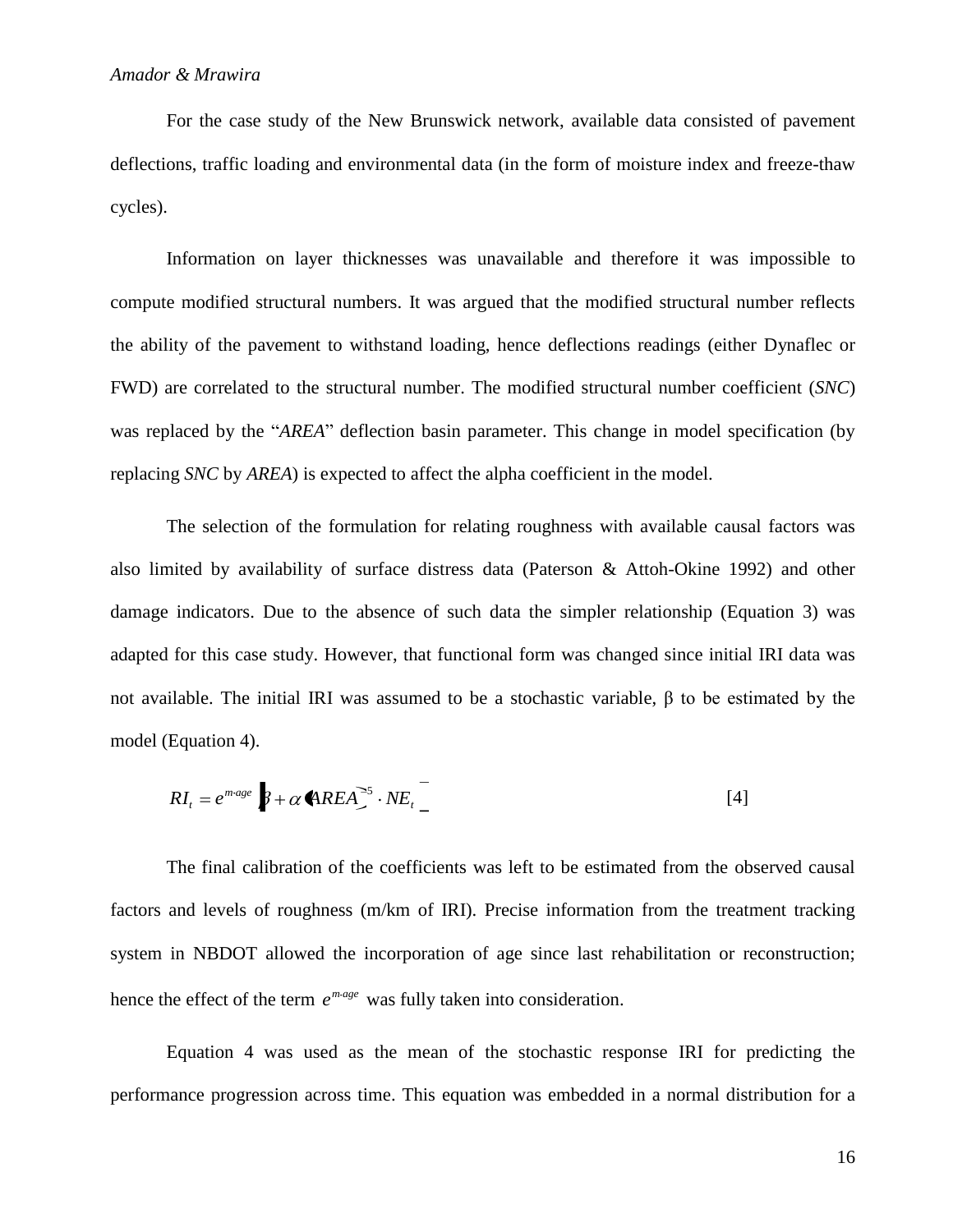For the case study of the New Brunswick network, available data consisted of pavement deflections, traffic loading and environmental data (in the form of moisture index and freeze-thaw cycles).

Information on layer thicknesses was unavailable and therefore it was impossible to compute modified structural numbers. It was argued that the modified structural number reflects the ability of the pavement to withstand loading, hence deflections readings (either Dynaflec or FWD) are correlated to the structural number. The modified structural number coefficient (*SNC*) was replaced by the "*AREA*" deflection basin parameter. This change in model specification (by replacing *SNC* by *AREA*) is expected to affect the alpha coefficient in the model.

The selection of the formulation for relating roughness with available causal factors was also limited by availability of surface distress data (Paterson & Attoh-Okine 1992) and other damage indicators. Due to the absence of such data the simpler relationship (Equation 3) was adapted for this case study. However, that functional form was changed since initial IRI data was not available. The initial IRI was assumed to be a stochastic variable, β to be estimated by the model (Equation 4).

$$RI_t = e^{m\text{-}age}\left[\beta + \alpha \left(AREA\right)^{-5} \cdot NE_t\right] \qquad [4]$$

The final calibration of the coefficients was left to be estimated from the observed causal factors and levels of roughness (m/km of IRI). Precise information from the treatment tracking system in NBDOT allowed the incorporation of age since last rehabilitation or reconstruction; hence the effect of the term $e^{m\text{-}age}$ was fully taken into consideration.

Equation 4 was used as the mean of the stochastic response IRI for predicting the performance progression across time. This equation was embedded in a normal distribution for a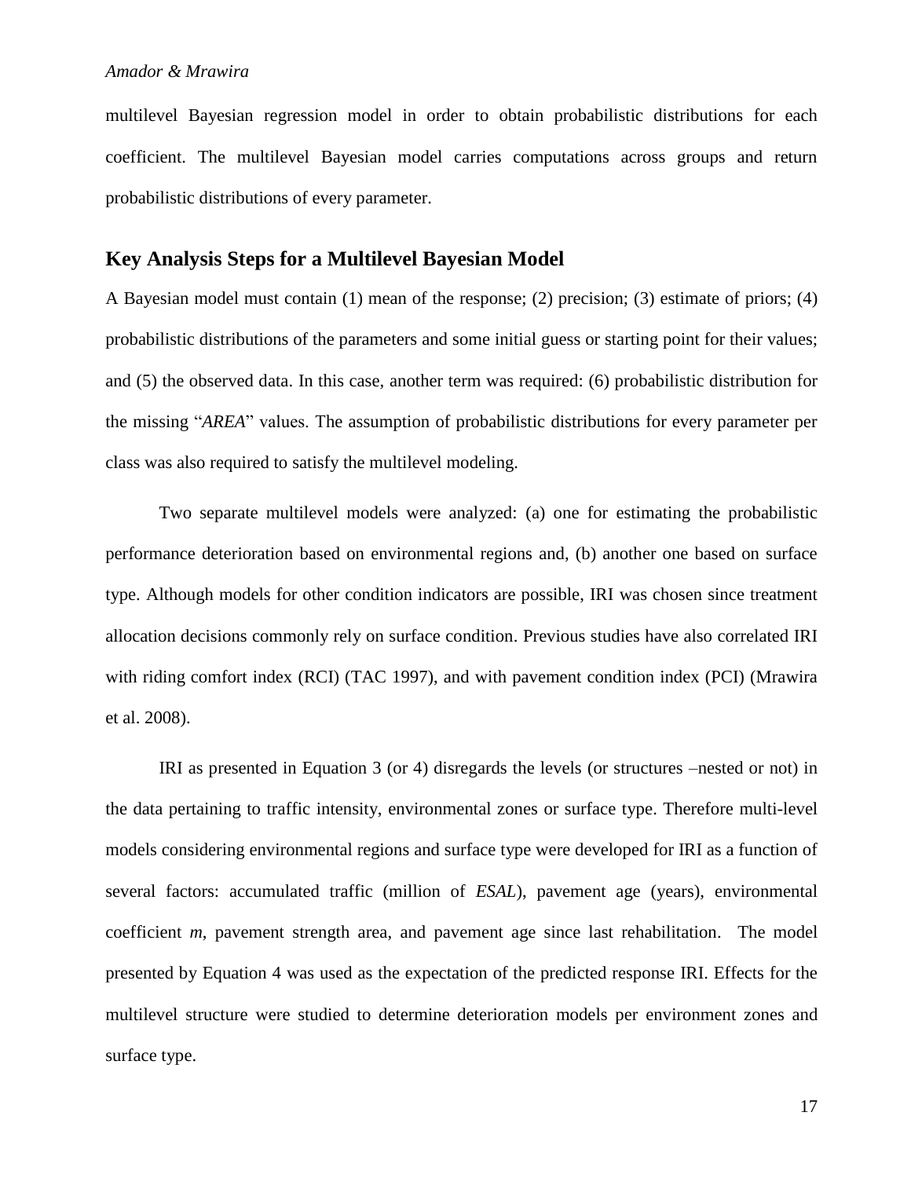multilevel Bayesian regression model in order to obtain probabilistic distributions for each coefficient. The multilevel Bayesian model carries computations across groups and return probabilistic distributions of every parameter.

## Key Analysis Steps for a Multilevel Bayesian Model

A Bayesian model must contain (1) mean of the response; (2) precision; (3) estimate of priors; (4) probabilistic distributions of the parameters and some initial guess or starting point for their values; and (5) the observed data. In this case, another term was required: (6) probabilistic distribution for the missing "*AREA*" values. The assumption of probabilistic distributions for every parameter per class was also required to satisfy the multilevel modeling.

Two separate multilevel models were analyzed: (a) one for estimating the probabilistic performance deterioration based on environmental regions and, (b) another one based on surface type. Although models for other condition indicators are possible, IRI was chosen since treatment allocation decisions commonly rely on surface condition. Previous studies have also correlated IRI with riding comfort index (RCI) (TAC 1997), and with pavement condition index (PCI) (Mrawira et al. 2008).

IRI as presented in Equation 3 (or 4) disregards the levels (or structures –nested or not) in the data pertaining to traffic intensity, environmental zones or surface type. Therefore multi-level models considering environmental regions and surface type were developed for IRI as a function of several factors: accumulated traffic (million of *ESAL*), pavement age (years), environmental coefficient *m*, pavement strength area, and pavement age since last rehabilitation. The model presented by Equation 4 was used as the expectation of the predicted response IRI. Effects for the multilevel structure were studied to determine deterioration models per environment zones and surface type.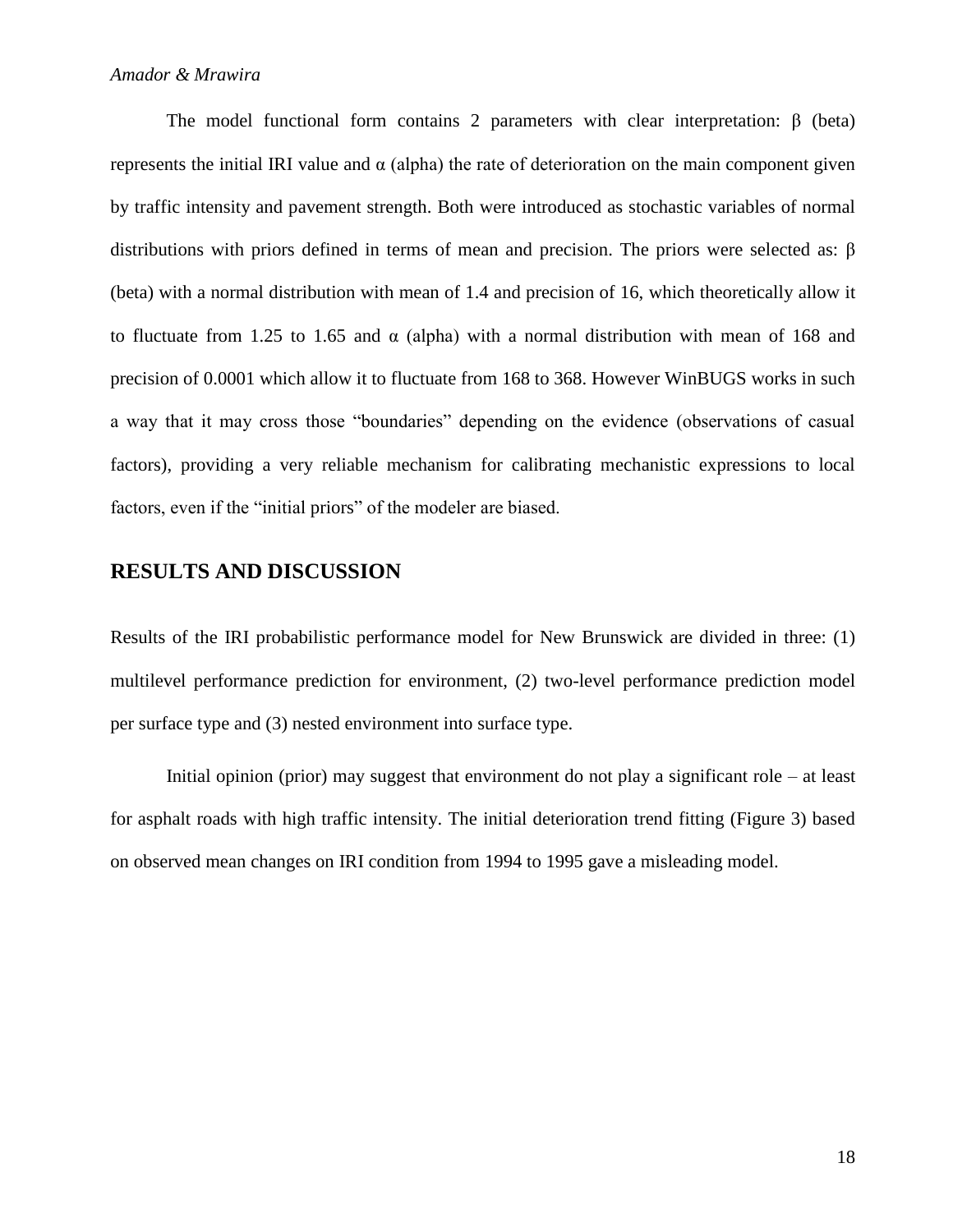The model functional form contains 2 parameters with clear interpretation: β (beta) represents the initial IRI value and α (alpha) the rate of deterioration on the main component given by traffic intensity and pavement strength. Both were introduced as stochastic variables of normal distributions with priors defined in terms of mean and precision. The priors were selected as: β (beta) with a normal distribution with mean of 1.4 and precision of 16, which theoretically allow it to fluctuate from 1.25 to 1.65 and α (alpha) with a normal distribution with mean of 168 and precision of 0.0001 which allow it to fluctuate from 168 to 368. However WinBUGS works in such a way that it may cross those "boundaries" depending on the evidence (observations of casual factors), providing a very reliable mechanism for calibrating mechanistic expressions to local factors, even if the "initial priors" of the modeler are biased.

## RESULTS AND DISCUSSION

Results of the IRI probabilistic performance model for New Brunswick are divided in three: (1) multilevel performance prediction for environment, (2) two-level performance prediction model per surface type and (3) nested environment into surface type.

Initial opinion (prior) may suggest that environment do not play a significant role – at least for asphalt roads with high traffic intensity. The initial deterioration trend fitting (Figure 3) based on observed mean changes on IRI condition from 1994 to 1995 gave a misleading model.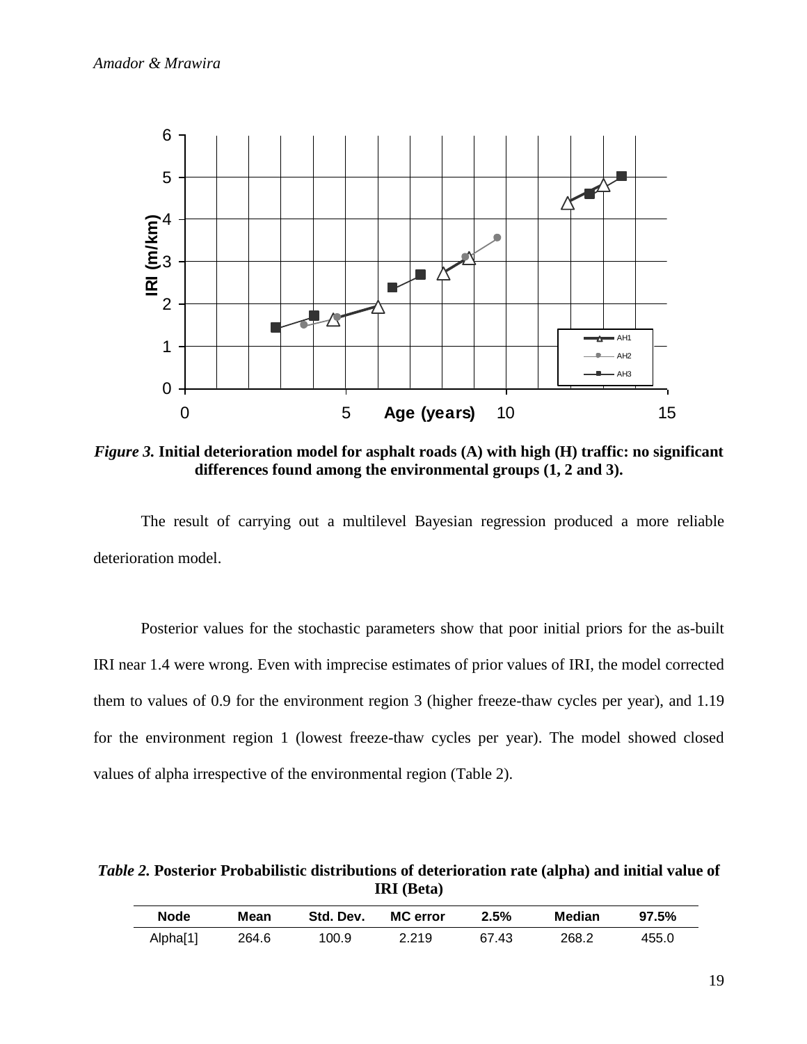*Figure 3.* **Initial deterioration model for asphalt roads (A) with high (H) traffic: no significant differences found among the environmental groups (1, 2 and 3).**

The result of carrying out a multilevel Bayesian regression produced a more reliable deterioration model.

Posterior values for the stochastic parameters show that poor initial priors for the as-built IRI near 1.4 were wrong. Even with imprecise estimates of prior values of IRI, the model corrected them to values of 0.9 for the environment region 3 (higher freeze-thaw cycles per year), and 1.19 for the environment region 1 (lowest freeze-thaw cycles per year). The model showed closed values of alpha irrespective of the environmental region (Table 2).

*Table 2.* **Posterior Probabilistic distributions of deterioration rate (alpha) and initial value of IRI (Beta)**

| Node | Mean | Std. Dev. | MC error | 2.5% | Median | 97.5% |
|---|---|---|---|---|---|---|
| Alpha[1] | 264.6 | 100.9 | 2.219 | 67.43 | 268.2 | 455.0 |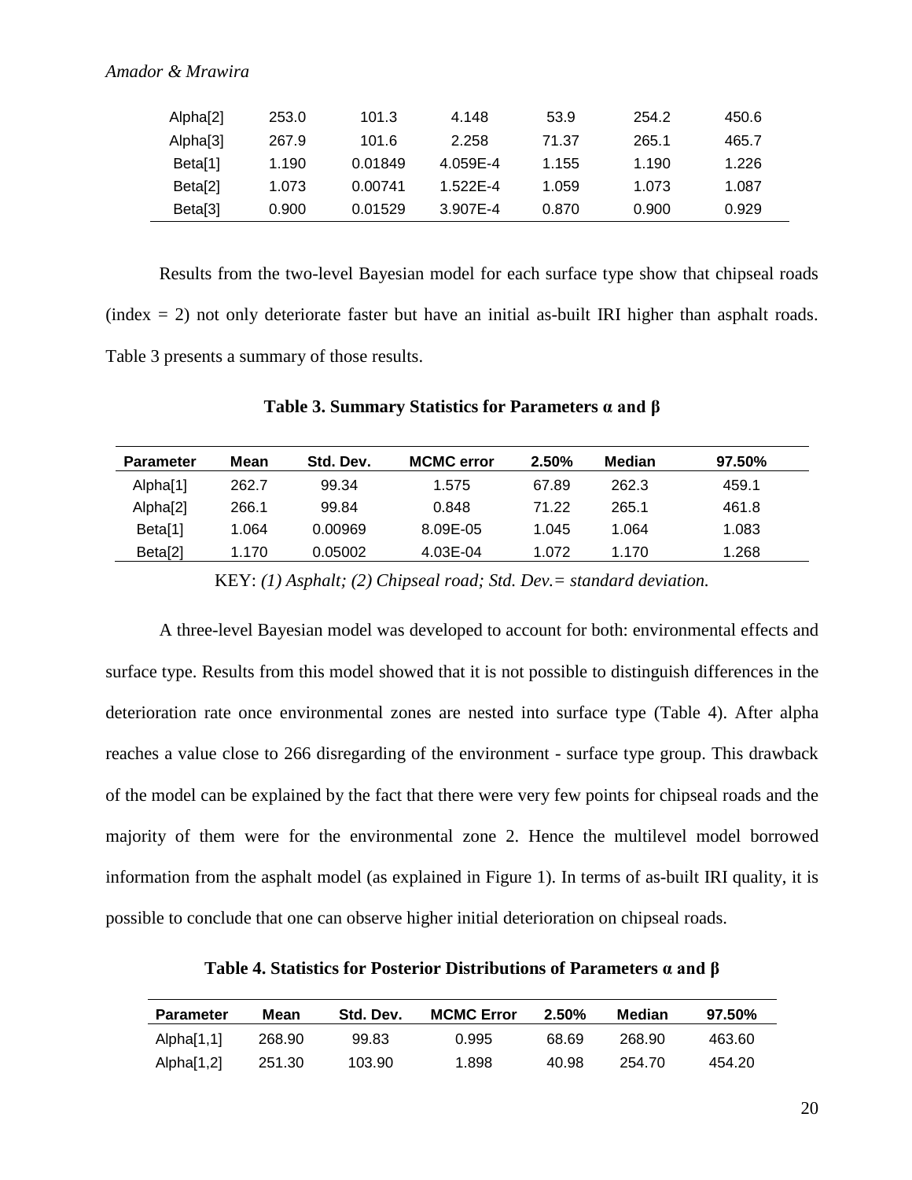| Alpha[2] | 253.0 | 101.3 | 4.148 | 53.9 | 254.2 | 450.6 |
|---|---|---|---|---|---|---|
| Alpha[3] | 267.9 | 101.6 | 2.258 | 71.37 | 265.1 | 465.7 |
| Beta[1] | 1.190 | 0.01849 | 4.059E-4 | 1.155 | 1.190 | 1.226 |
| Beta[2] | 1.073 | 0.00741 | 1.522E-4 | 1.059 | 1.073 | 1.087 |
| Beta[3] | 0.900 | 0.01529 | 3.907E-4 | 0.870 | 0.900 | 0.929 |

Results from the two-level Bayesian model for each surface type show that chipseal roads (index = 2) not only deteriorate faster but have an initial as-built IRI higher than asphalt roads. Table 3 presents a summary of those results.

**Table 3. Summary Statistics for Parameters α and β**

| Parameter | Mean | Std. Dev. | MCMC error | 2.50% | Median | 97.50% |
|---|---|---|---|---|---|---|
| Alpha[1] | 262.7 | 99.34 | 1.575 | 67.89 | 262.3 | 459.1 |
| Alpha[2] | 266.1 | 99.84 | 0.848 | 71.22 | 265.1 | 461.8 |
| Beta[1] | 1.064 | 0.00969 | 8.09E-05 | 1.045 | 1.064 | 1.083 |
| Beta[2] | 1.170 | 0.05002 | 4.03E-04 | 1.072 | 1.170 | 1.268 |

KEY: *(1) Asphalt; (2) Chipseal road; Std. Dev.= standard deviation.*

A three-level Bayesian model was developed to account for both: environmental effects and surface type. Results from this model showed that it is not possible to distinguish differences in the deterioration rate once environmental zones are nested into surface type (Table 4). After alpha reaches a value close to 266 disregarding of the environment - surface type group. This drawback of the model can be explained by the fact that there were very few points for chipseal roads and the majority of them were for the environmental zone 2. Hence the multilevel model borrowed information from the asphalt model (as explained in Figure 1). In terms of as-built IRI quality, it is possible to conclude that one can observe higher initial deterioration on chipseal roads.

**Table 4. Statistics for Posterior Distributions of Parameters α and β**

| Parameter | Mean | Std. Dev. | MCMC Error | 2.50% | Median | 97.50% |
|---|---|---|---|---|---|---|
| Alpha[1,1] | 268.90 | 99.83 | 0.995 | 68.69 | 268.90 | 463.60 |
| Alpha[1,2] | 251.30 | 103.90 | 1.898 | 40.98 | 254.70 | 454.20 |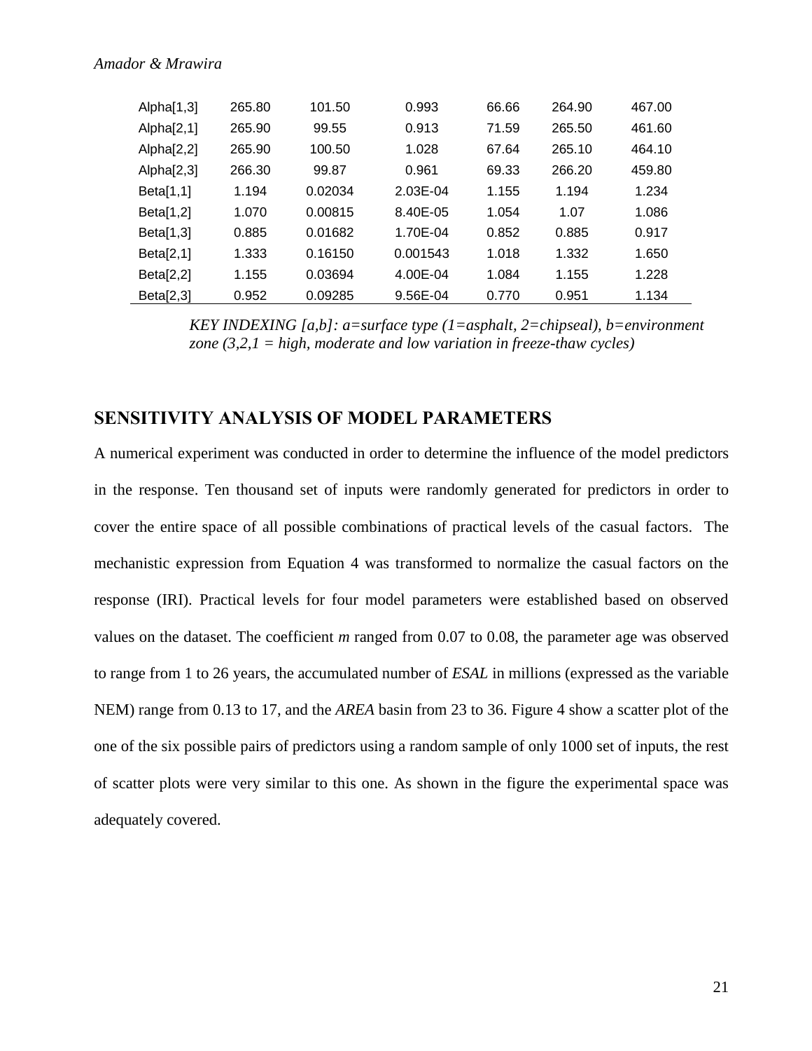| | | | | | | |
|---|---|---|---|---|---|---|
| Alpha[1,3] | 265.80 | 101.50 | 0.993 | 66.66 | 264.90 | 467.00 |
| Alpha[2,1] | 265.90 | 99.55 | 0.913 | 71.59 | 265.50 | 461.60 |
| Alpha[2,2] | 265.90 | 100.50 | 1.028 | 67.64 | 265.10 | 464.10 |
| Alpha[2,3] | 266.30 | 99.87 | 0.961 | 69.33 | 266.20 | 459.80 |
| Beta[1,1] | 1.194 | 0.02034 | 2.03E-04 | 1.155 | 1.194 | 1.234 |
| Beta[1,2] | 1.070 | 0.00815 | 8.40E-05 | 1.054 | 1.07 | 1.086 |
| Beta[1,3] | 0.885 | 0.01682 | 1.70E-04 | 0.852 | 0.885 | 0.917 |
| Beta[2,1] | 1.333 | 0.16150 | 0.001543 | 1.018 | 1.332 | 1.650 |
| Beta[2,2] | 1.155 | 0.03694 | 4.00E-04 | 1.084 | 1.155 | 1.228 |
| Beta[2,3] | 0.952 | 0.09285 | 9.56E-04 | 0.770 | 0.951 | 1.134 |

*KEY INDEXING [a,b]: a=surface type (1=asphalt, 2=chipseal), b=environment zone (3,2,1 = high, moderate and low variation in freeze-thaw cycles)*

## SENSITIVITY ANALYSIS OF MODEL PARAMETERS

A numerical experiment was conducted in order to determine the influence of the model predictors in the response. Ten thousand set of inputs were randomly generated for predictors in order to cover the entire space of all possible combinations of practical levels of the casual factors. The mechanistic expression from Equation 4 was transformed to normalize the casual factors on the response (IRI). Practical levels for four model parameters were established based on observed values on the dataset. The coefficient *m* ranged from 0.07 to 0.08, the parameter age was observed to range from 1 to 26 years, the accumulated number of *ESAL* in millions (expressed as the variable NEM) range from 0.13 to 17, and the *AREA* basin from 23 to 36. Figure 4 show a scatter plot of the one of the six possible pairs of predictors using a random sample of only 1000 set of inputs, the rest of scatter plots were very similar to this one. As shown in the figure the experimental space was adequately covered.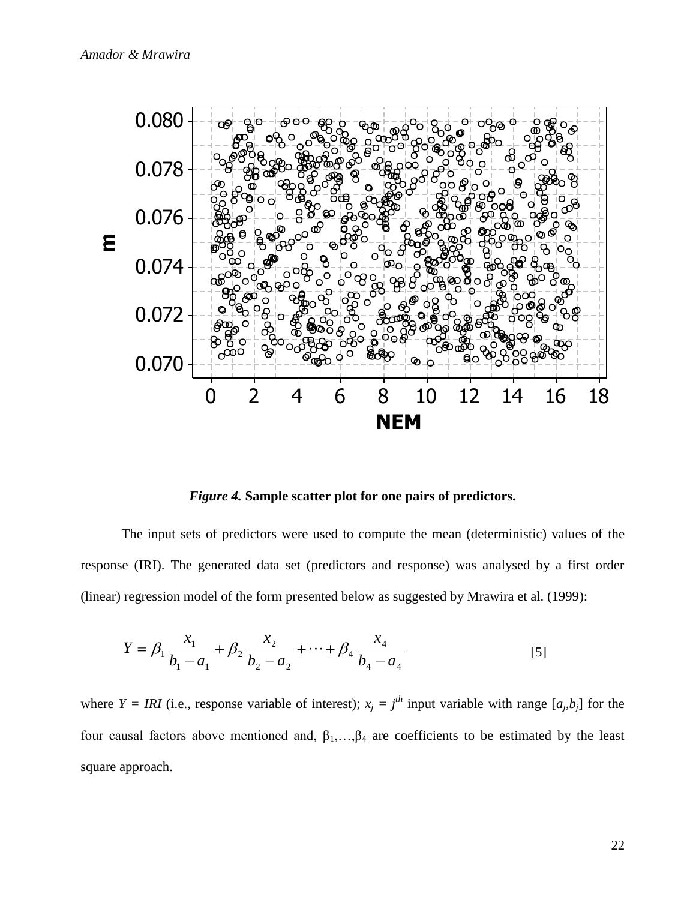*Figure 4.* **Sample scatter plot for one pairs of predictors.**

The input sets of predictors were used to compute the mean (deterministic) values of the response (IRI). The generated data set (predictors and response) was analysed by a first order (linear) regression model of the form presented below as suggested by Mrawira et al. (1999):

$$Y = \beta_1 \frac{x_1}{b_1 - a_1} + \beta_2 \frac{x_2}{b_2 - a_2} + \cdots + \beta_4 \frac{x_4}{b_4 - a_4} \qquad [5]$$

where $Y = IRI$ (i.e., response variable of interest); $x_j = j^{th}$ input variable with range $[a_j, b_j]$ for the four causal factors above mentioned and, $\beta_1, \ldots, \beta_4$ are coefficients to be estimated by the least square approach.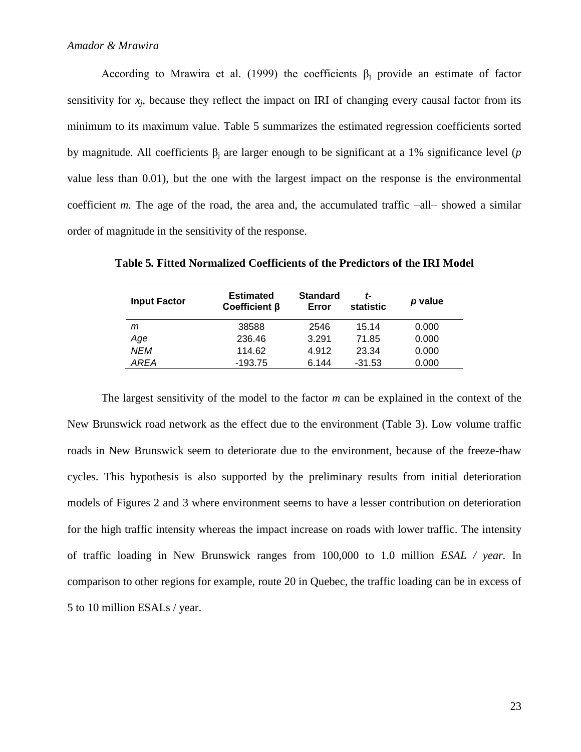According to Mrawira et al. (1999) the coefficients $\beta_j$ provide an estimate of factor sensitivity for $x_j$, because they reflect the impact on IRI of changing every causal factor from its minimum to its maximum value. Table 5 summarizes the estimated regression coefficients sorted by magnitude. All coefficients $\beta_j$ are larger enough to be significant at a 1% significance level (*p* value less than 0.01), but the one with the largest impact on the response is the environmental coefficient *m*. The age of the road, the area and, the accumulated traffic –all– showed a similar order of magnitude in the sensitivity of the response.

**Table 5. Fitted Normalized Coefficients of the Predictors of the IRI Model**

| Input Factor | Estimated Coefficient β | Standard Error | *t*-statistic | *p* value |
|---|---|---|---|---|
| *m* | 38588 | 2546 | 15.14 | 0.000 |
| *Age* | 236.46 | 3.291 | 71.85 | 0.000 |
| *NEM* | 114.62 | 4.912 | 23.34 | 0.000 |
| *AREA* | -193.75 | 6.144 | -31.53 | 0.000 |

The largest sensitivity of the model to the factor *m* can be explained in the context of the New Brunswick road network as the effect due to the environment (Table 3). Low volume traffic roads in New Brunswick seem to deteriorate due to the environment, because of the freeze-thaw cycles. This hypothesis is also supported by the preliminary results from initial deterioration models of Figures 2 and 3 where environment seems to have a lesser contribution on deterioration for the high traffic intensity whereas the impact increase on roads with lower traffic. The intensity of traffic loading in New Brunswick ranges from 100,000 to 1.0 million *ESAL / year*. In comparison to other regions for example, route 20 in Quebec, the traffic loading can be in excess of 5 to 10 million ESALs / year.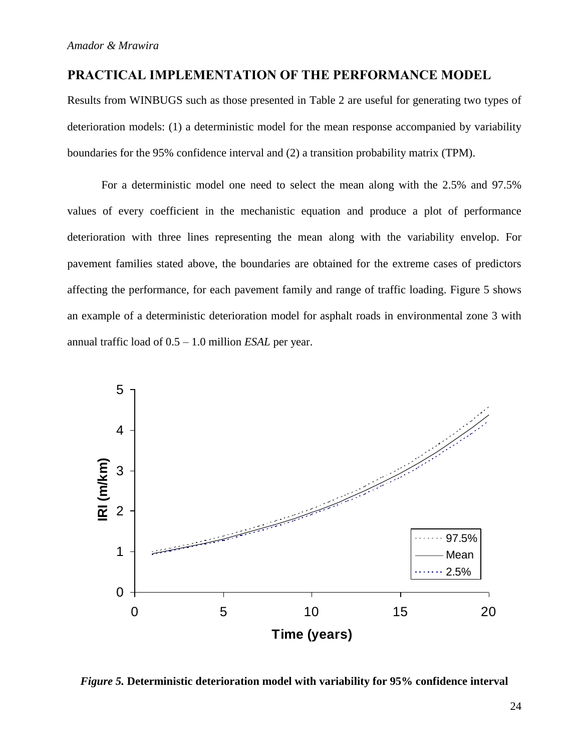## PRACTICAL IMPLEMENTATION OF THE PERFORMANCE MODEL

Results from WINBUGS such as those presented in Table 2 are useful for generating two types of deterioration models: (1) a deterministic model for the mean response accompanied by variability boundaries for the 95% confidence interval and (2) a transition probability matrix (TPM).

For a deterministic model one need to select the mean along with the 2.5% and 97.5% values of every coefficient in the mechanistic equation and produce a plot of performance deterioration with three lines representing the mean along with the variability envelop. For pavement families stated above, the boundaries are obtained for the extreme cases of predictors affecting the performance, for each pavement family and range of traffic loading. Figure 5 shows an example of a deterministic deterioration model for asphalt roads in environmental zone 3 with annual traffic load of 0.5 – 1.0 million *ESAL* per year.

***Figure 5.*** **Deterministic deterioration model with variability for 95% confidence interval**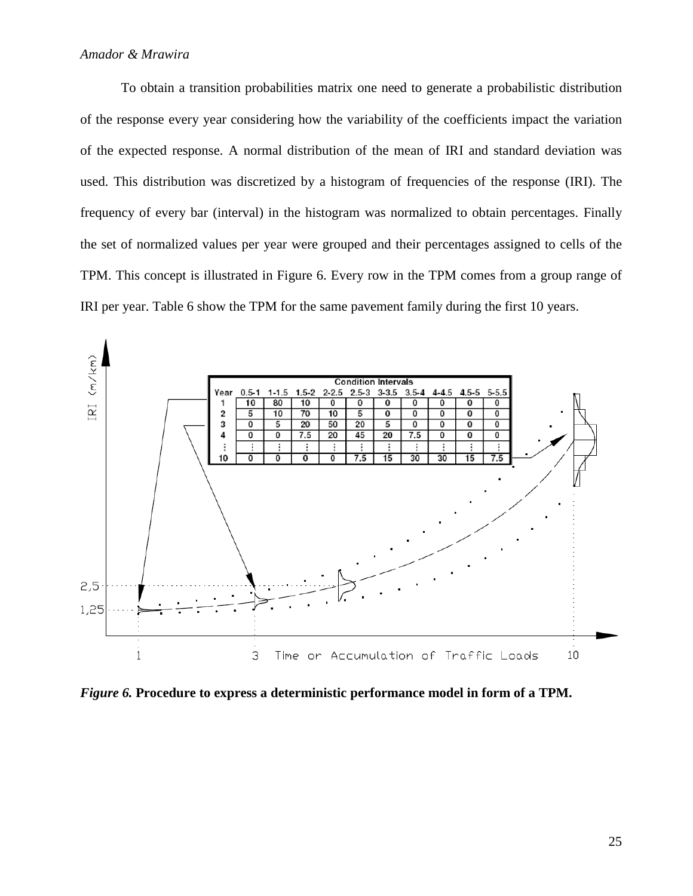To obtain a transition probabilities matrix one need to generate a probabilistic distribution of the response every year considering how the variability of the coefficients impact the variation of the expected response. A normal distribution of the mean of IRI and standard deviation was used. This distribution was discretized by a histogram of frequencies of the response (IRI). The frequency of every bar (interval) in the histogram was normalized to obtain percentages. Finally the set of normalized values per year were grouped and their percentages assigned to cells of the TPM. This concept is illustrated in Figure 6. Every row in the TPM comes from a group range of IRI per year. Table 6 show the TPM for the same pavement family during the first 10 years.

| | Condition Intervals | | | | | | | | | |
|---|---|---|---|---|---|---|---|---|---|---|
| Year | 0.5-1 | 1-1.5 | 1.5-2 | 2-2.5 | 2.5-3 | 3-3.5 | 3.5-4 | 4-4.5 | 4.5-5 | 5-5.5 |
| 1 | 10 | 80 | 10 | 0 | 0 | 0 | 0 | 0 | 0 | 0 |
| 2 | 5 | 10 | 70 | 10 | 5 | 0 | 0 | 0 | 0 | 0 |
| 3 | 0 | 5 | 20 | 50 | 20 | 5 | 0 | 0 | 0 | 0 |
| 4 | 0 | 0 | 7.5 | 20 | 45 | 20 | 7.5 | 0 | 0 | 0 |
| ⋮ | ⋮ | ⋮ | ⋮ | ⋮ | ⋮ | ⋮ | ⋮ | ⋮ | ⋮ | ⋮ |
| 10 | 0 | 0 | 0 | 0 | 7.5 | 15 | 30 | 30 | 15 | 7.5 |

***Figure 6.* Procedure to express a deterministic performance model in form of a TPM.**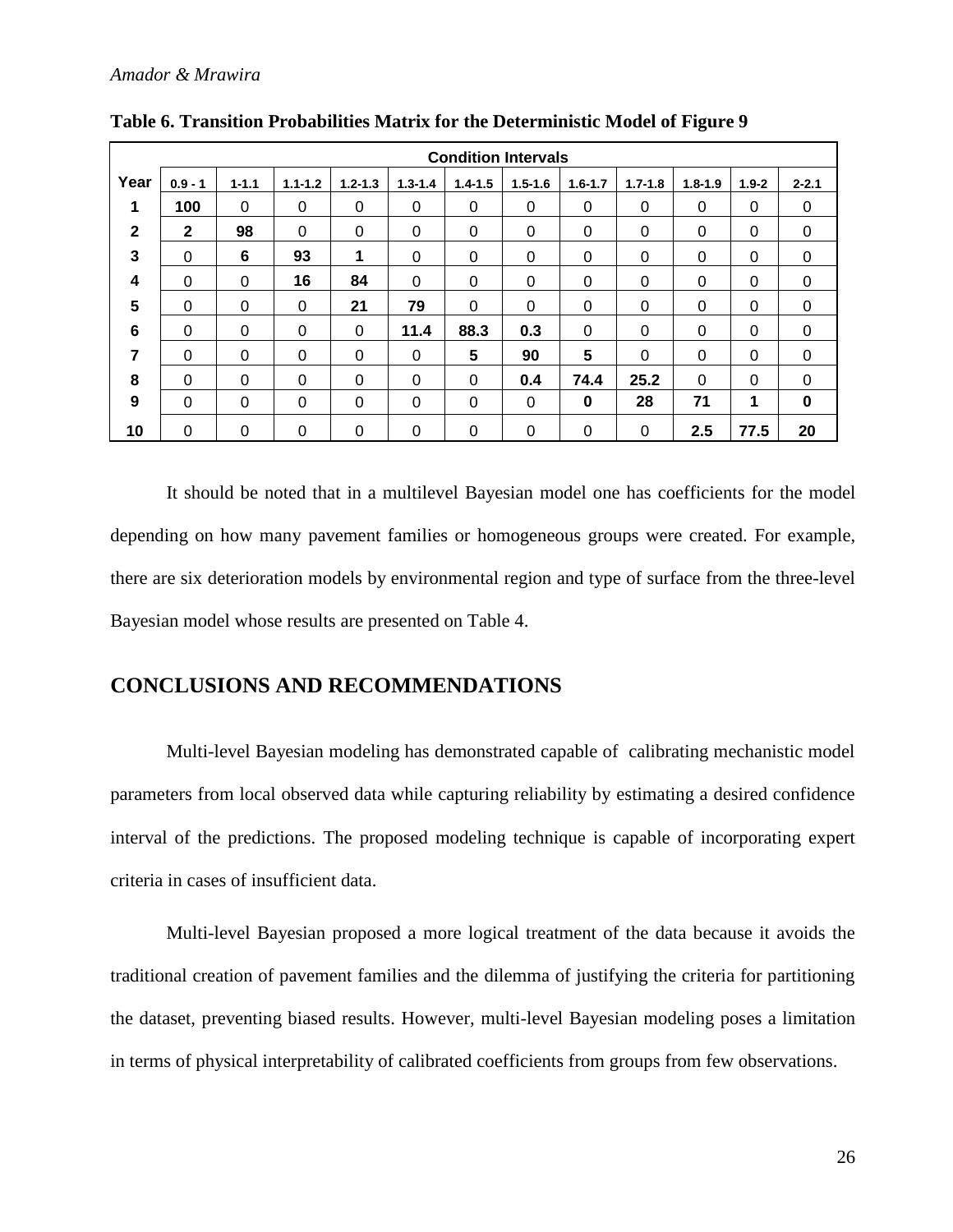**Table 6. Transition Probabilities Matrix for the Deterministic Model of Figure 9**

| Year | Condition Intervals | | | | | | | | | | | |
|---|---|---|---|---|---|---|---|---|---|---|---|---|
| | 0.9 - 1 | 1-1.1 | 1.1-1.2 | 1.2-1.3 | 1.3-1.4 | 1.4-1.5 | 1.5-1.6 | 1.6-1.7 | 1.7-1.8 | 1.8-1.9 | 1.9-2 | 2-2.1 |
| **1** | **100** | 0 | 0 | 0 | 0 | 0 | 0 | 0 | 0 | 0 | 0 | 0 |
| **2** | **2** | **98** | 0 | 0 | 0 | 0 | 0 | 0 | 0 | 0 | 0 | 0 |
| **3** | 0 | **6** | **93** | **1** | 0 | 0 | 0 | 0 | 0 | 0 | 0 | 0 |
| **4** | 0 | 0 | **16** | **84** | 0 | 0 | 0 | 0 | 0 | 0 | 0 | 0 |
| **5** | 0 | 0 | 0 | **21** | **79** | 0 | 0 | 0 | 0 | 0 | 0 | 0 |
| **6** | 0 | 0 | 0 | 0 | **11.4** | **88.3** | **0.3** | 0 | 0 | 0 | 0 | 0 |
| **7** | 0 | 0 | 0 | 0 | 0 | **5** | **90** | **5** | 0 | 0 | 0 | 0 |
| **8** | 0 | 0 | 0 | 0 | 0 | 0 | **0.4** | **74.4** | **25.2** | 0 | 0 | 0 |
| **9** | 0 | 0 | 0 | 0 | 0 | 0 | 0 | **0** | **28** | **71** | **1** | **0** |
| **10** | 0 | 0 | 0 | 0 | 0 | 0 | 0 | 0 | 0 | **2.5** | **77.5** | **20** |

It should be noted that in a multilevel Bayesian model one has coefficients for the model depending on how many pavement families or homogeneous groups were created. For example, there are six deterioration models by environmental region and type of surface from the three-level Bayesian model whose results are presented on Table 4.

## CONCLUSIONS AND RECOMMENDATIONS

Multi-level Bayesian modeling has demonstrated capable of calibrating mechanistic model parameters from local observed data while capturing reliability by estimating a desired confidence interval of the predictions. The proposed modeling technique is capable of incorporating expert criteria in cases of insufficient data.

Multi-level Bayesian proposed a more logical treatment of the data because it avoids the traditional creation of pavement families and the dilemma of justifying the criteria for partitioning the dataset, preventing biased results. However, multi-level Bayesian modeling poses a limitation in terms of physical interpretability of calibrated coefficients from groups from few observations.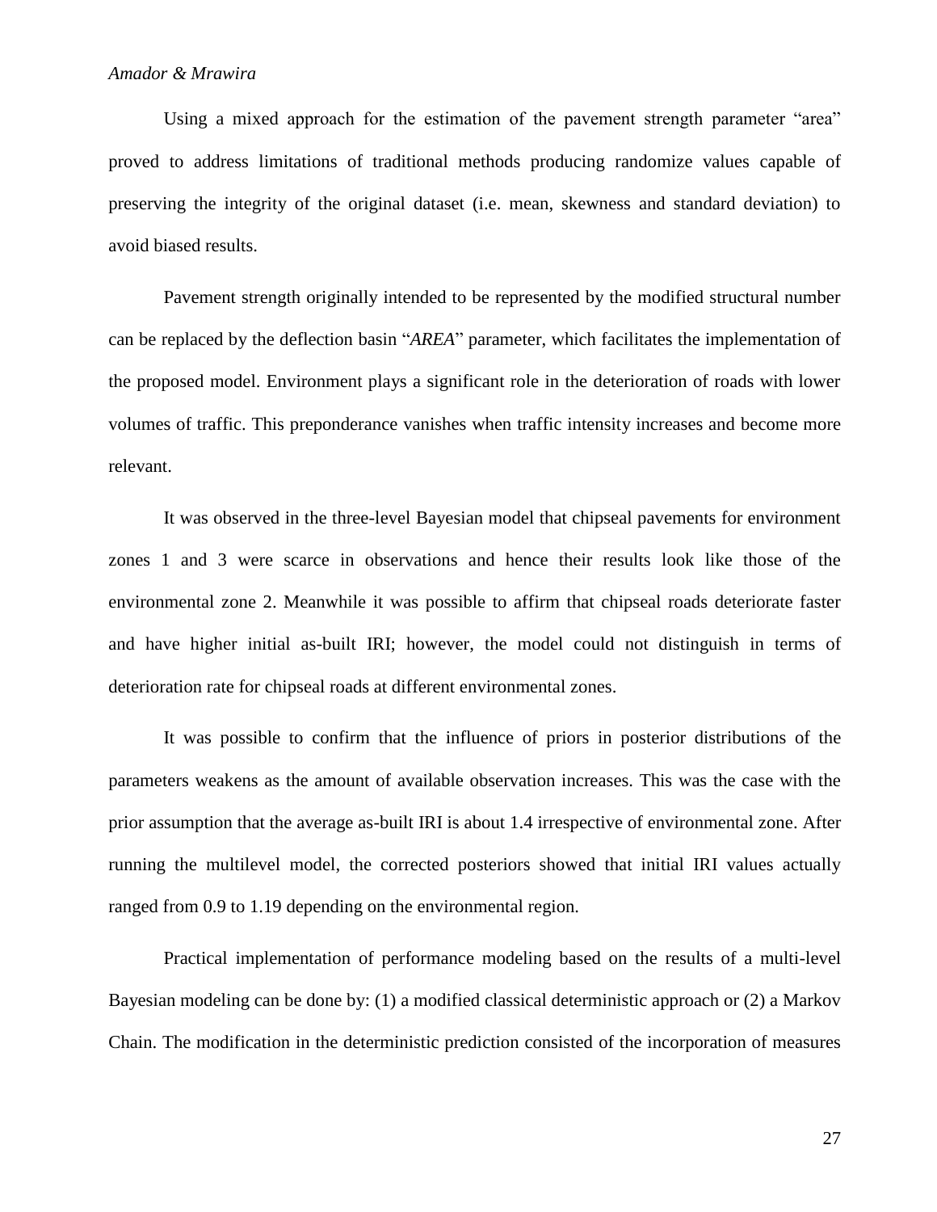Using a mixed approach for the estimation of the pavement strength parameter "area" proved to address limitations of traditional methods producing randomize values capable of preserving the integrity of the original dataset (i.e. mean, skewness and standard deviation) to avoid biased results.

Pavement strength originally intended to be represented by the modified structural number can be replaced by the deflection basin "*AREA*" parameter, which facilitates the implementation of the proposed model. Environment plays a significant role in the deterioration of roads with lower volumes of traffic. This preponderance vanishes when traffic intensity increases and become more relevant.

It was observed in the three-level Bayesian model that chipseal pavements for environment zones 1 and 3 were scarce in observations and hence their results look like those of the environmental zone 2. Meanwhile it was possible to affirm that chipseal roads deteriorate faster and have higher initial as-built IRI; however, the model could not distinguish in terms of deterioration rate for chipseal roads at different environmental zones.

It was possible to confirm that the influence of priors in posterior distributions of the parameters weakens as the amount of available observation increases. This was the case with the prior assumption that the average as-built IRI is about 1.4 irrespective of environmental zone. After running the multilevel model, the corrected posteriors showed that initial IRI values actually ranged from 0.9 to 1.19 depending on the environmental region.

Practical implementation of performance modeling based on the results of a multi-level Bayesian modeling can be done by: (1) a modified classical deterministic approach or (2) a Markov Chain. The modification in the deterministic prediction consisted of the incorporation of measures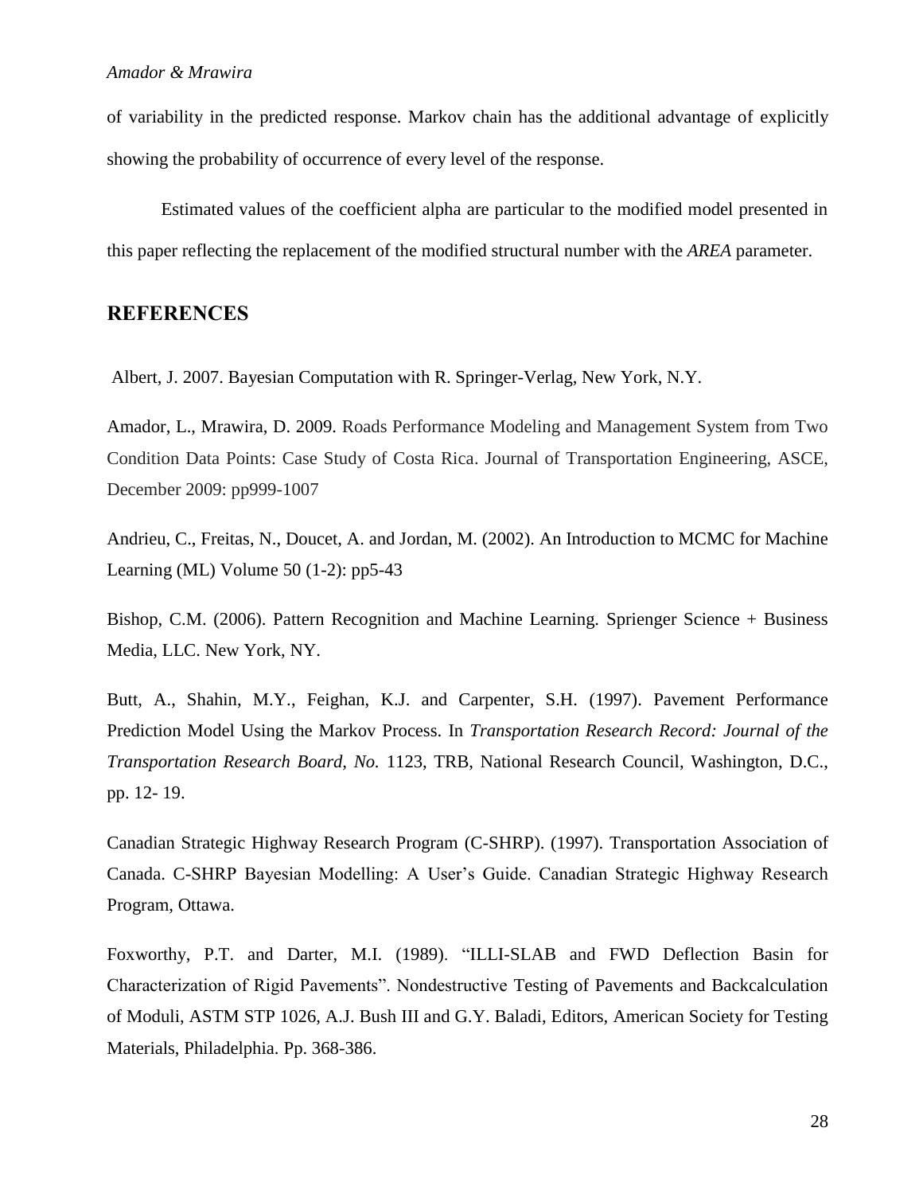of variability in the predicted response. Markov chain has the additional advantage of explicitly showing the probability of occurrence of every level of the response.

Estimated values of the coefficient alpha are particular to the modified model presented in this paper reflecting the replacement of the modified structural number with the *AREA* parameter.

## REFERENCES

Albert, J. 2007. Bayesian Computation with R. Springer-Verlag, New York, N.Y.

Amador, L., Mrawira, D. 2009. Roads Performance Modeling and Management System from Two Condition Data Points: Case Study of Costa Rica. Journal of Transportation Engineering, ASCE, December 2009: pp999-1007

Andrieu, C., Freitas, N., Doucet, A. and Jordan, M. (2002). An Introduction to MCMC for Machine Learning (ML) Volume 50 (1-2): pp5-43

Bishop, C.M. (2006). Pattern Recognition and Machine Learning. Sprienger Science + Business Media, LLC. New York, NY.

Butt, A., Shahin, M.Y., Feighan, K.J. and Carpenter, S.H. (1997). Pavement Performance Prediction Model Using the Markov Process. In *Transportation Research Record: Journal of the Transportation Research Board, No.* 1123, TRB, National Research Council, Washington, D.C., pp. 12- 19.

Canadian Strategic Highway Research Program (C-SHRP). (1997). Transportation Association of Canada. C-SHRP Bayesian Modelling: A User's Guide. Canadian Strategic Highway Research Program, Ottawa.

Foxworthy, P.T. and Darter, M.I. (1989). "ILLI-SLAB and FWD Deflection Basin for Characterization of Rigid Pavements". Nondestructive Testing of Pavements and Backcalculation of Moduli, ASTM STP 1026, A.J. Bush III and G.Y. Baladi, Editors, American Society for Testing Materials, Philadelphia. Pp. 368-386.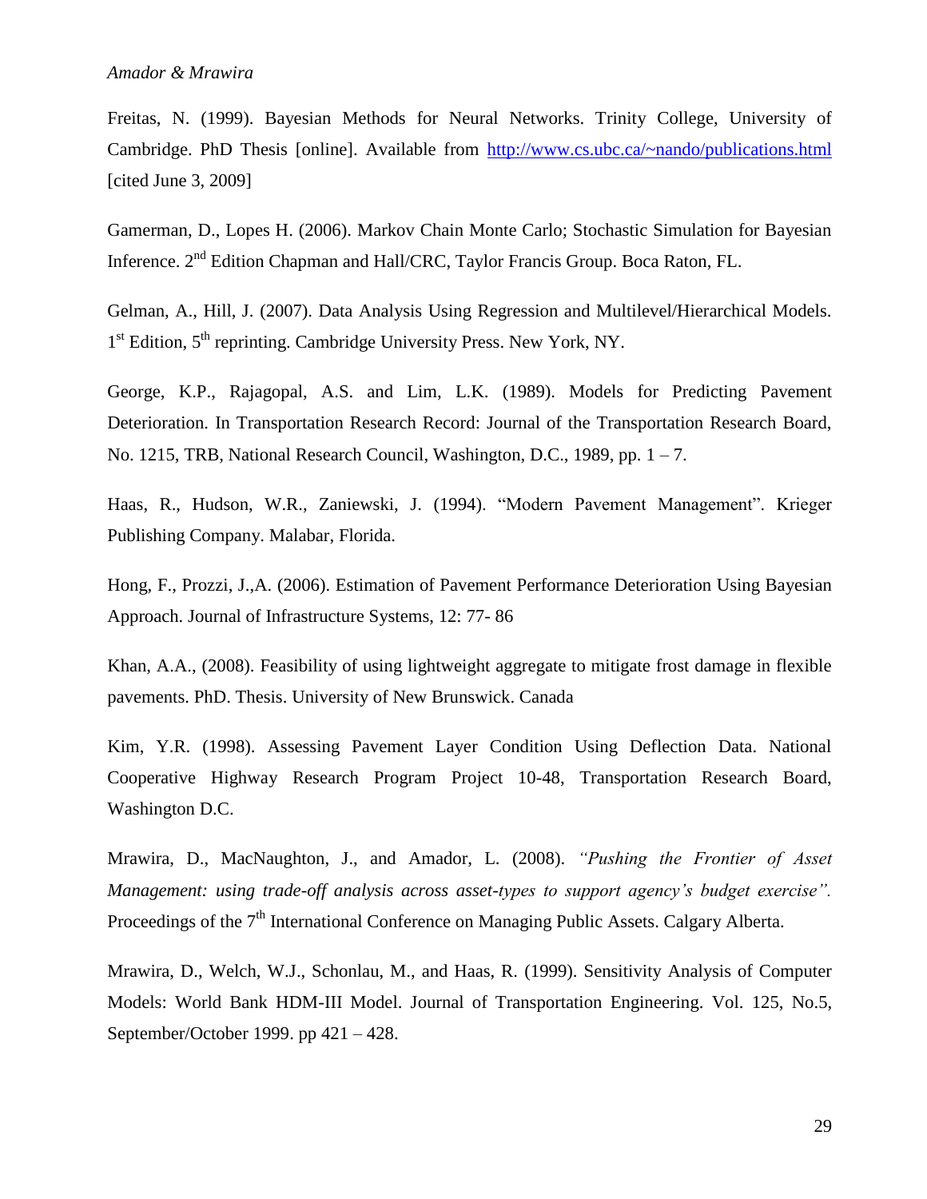Freitas, N. (1999). Bayesian Methods for Neural Networks. Trinity College, University of Cambridge. PhD Thesis [online]. Available from http://www.cs.ubc.ca/~nando/publications.html [cited June 3, 2009]

Gamerman, D., Lopes H. (2006). Markov Chain Monte Carlo; Stochastic Simulation for Bayesian Inference. 2nd Edition Chapman and Hall/CRC, Taylor Francis Group. Boca Raton, FL.

Gelman, A., Hill, J. (2007). Data Analysis Using Regression and Multilevel/Hierarchical Models. 1st Edition, 5th reprinting. Cambridge University Press. New York, NY.

George, K.P., Rajagopal, A.S. and Lim, L.K. (1989). Models for Predicting Pavement Deterioration. In Transportation Research Record: Journal of the Transportation Research Board, No. 1215, TRB, National Research Council, Washington, D.C., 1989, pp. 1 – 7.

Haas, R., Hudson, W.R., Zaniewski, J. (1994). "Modern Pavement Management". Krieger Publishing Company. Malabar, Florida.

Hong, F., Prozzi, J.,A. (2006). Estimation of Pavement Performance Deterioration Using Bayesian Approach. Journal of Infrastructure Systems, 12: 77- 86

Khan, A.A., (2008). Feasibility of using lightweight aggregate to mitigate frost damage in flexible pavements. PhD. Thesis. University of New Brunswick. Canada

Kim, Y.R. (1998). Assessing Pavement Layer Condition Using Deflection Data. National Cooperative Highway Research Program Project 10-48, Transportation Research Board, Washington D.C.

Mrawira, D., MacNaughton, J., and Amador, L. (2008). *"Pushing the Frontier of Asset Management: using trade-off analysis across asset-types to support agency's budget exercise".* Proceedings of the 7th International Conference on Managing Public Assets. Calgary Alberta.

Mrawira, D., Welch, W.J., Schonlau, M., and Haas, R. (1999). Sensitivity Analysis of Computer Models: World Bank HDM-III Model. Journal of Transportation Engineering. Vol. 125, No.5, September/October 1999. pp 421 – 428.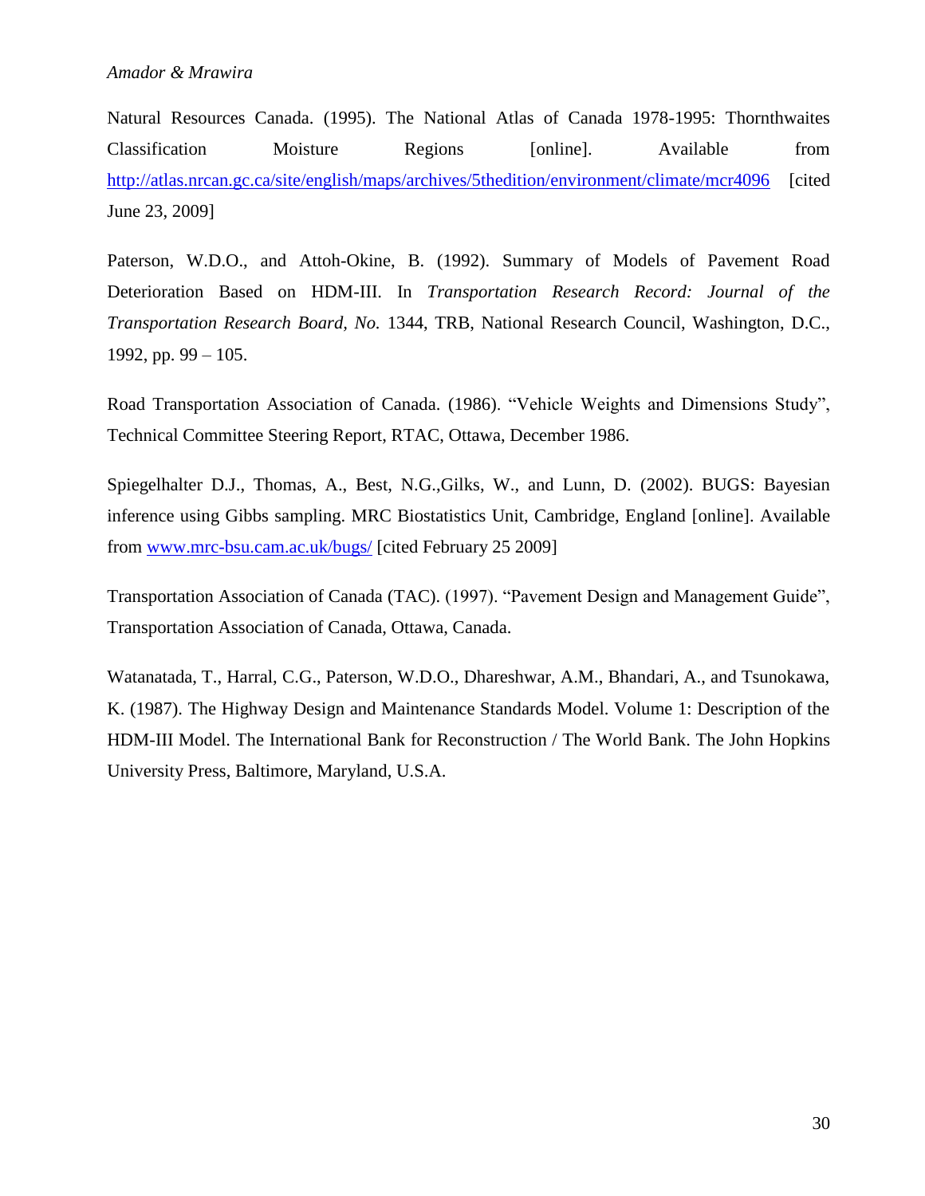Natural Resources Canada. (1995). The National Atlas of Canada 1978-1995: Thornthwaites Classification Moisture Regions [online]. Available from http://atlas.nrcan.gc.ca/site/english/maps/archives/5thedition/environment/climate/mcr4096 [cited June 23, 2009]

Paterson, W.D.O., and Attoh-Okine, B. (1992). Summary of Models of Pavement Road Deterioration Based on HDM-III. In *Transportation Research Record: Journal of the Transportation Research Board, No.* 1344, TRB, National Research Council, Washington, D.C., 1992, pp. 99 – 105.

Road Transportation Association of Canada. (1986). "Vehicle Weights and Dimensions Study", Technical Committee Steering Report, RTAC, Ottawa, December 1986.

Spiegelhalter D.J., Thomas, A., Best, N.G.,Gilks, W., and Lunn, D. (2002). BUGS: Bayesian inference using Gibbs sampling. MRC Biostatistics Unit, Cambridge, England [online]. Available from www.mrc-bsu.cam.ac.uk/bugs/ [cited February 25 2009]

Transportation Association of Canada (TAC). (1997). "Pavement Design and Management Guide", Transportation Association of Canada, Ottawa, Canada.

Watanatada, T., Harral, C.G., Paterson, W.D.O., Dhareshwar, A.M., Bhandari, A., and Tsunokawa, K. (1987). The Highway Design and Maintenance Standards Model. Volume 1: Description of the HDM-III Model. The International Bank for Reconstruction / The World Bank. The John Hopkins University Press, Baltimore, Maryland, U.S.A.